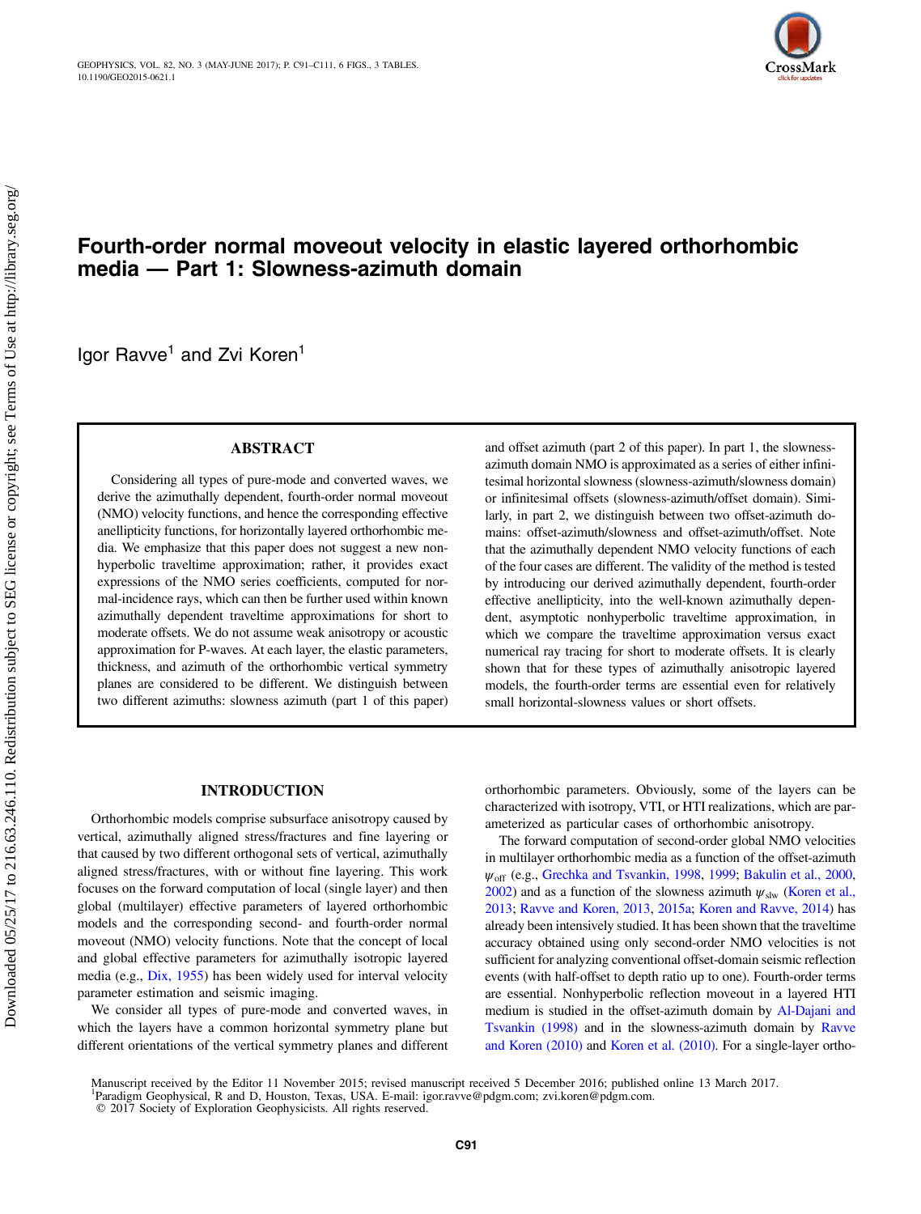# Fourth-order normal moveout velocity in elastic layered orthorhombic media — Part 1: Slowness-azimuth domain

Igor Ravve[1] and Zvi Koren[1]

## ABSTRACT

Considering all types of pure-mode and converted waves, we derive the azimuthally dependent, fourth-order normal moveout (NMO) velocity functions, and hence the corresponding effective anellipticity functions, for horizontally layered orthorhombic media. We emphasize that this paper does not suggest a new nonhyperbolic traveltime approximation; rather, it provides exact expressions of the NMO series coefficients, computed for normal-incidence rays, which can then be further used within known azimuthally dependent traveltime approximations for short to moderate offsets. We do not assume weak anisotropy or acoustic approximation for P-waves. At each layer, the elastic parameters, thickness, and azimuth of the orthorhombic vertical symmetry planes are considered to be different. We distinguish between two different azimuths: slowness azimuth (part 1 of this paper) and offset azimuth (part 2 of this paper). In part 1, the slowness-azimuth domain NMO is approximated as a series of either infinitesimal horizontal slowness (slowness-azimuth/slowness domain) or infinitesimal offsets (slowness-azimuth/offset domain). Similarly, in part 2, we distinguish between two offset-azimuth domains: offset-azimuth/slowness and offset-azimuth/offset. Note that the azimuthally dependent NMO velocity functions of each of the four cases are different. The validity of the method is tested by introducing our derived azimuthally dependent, fourth-order effective anellipticity, into the well-known azimuthally dependent, asymptotic nonhyperbolic traveltime approximation, in which we compare the traveltime approximation versus exact numerical ray tracing for short to moderate offsets. It is clearly shown that for these types of azimuthally anisotropic layered models, the fourth-order terms are essential even for relatively small horizontal-slowness values or short offsets.

## INTRODUCTION

Orthorhombic models comprise subsurface anisotropy caused by vertical, azimuthally aligned stress/fractures and fine layering or that caused by two different orthogonal sets of vertical, azimuthally aligned stress/fractures, with or without fine layering. This work focuses on the forward computation of local (single layer) and global (multilayer) effective parameters of layered orthorhombic models and the corresponding second- and fourth-order normal moveout (NMO) velocity functions. Note that the concept of local and global effective parameters for azimuthally isotropic layered media (e.g., Dix, 1955) has been widely used for interval velocity parameter estimation and seismic imaging.

We consider all types of pure-mode and converted waves, in which the layers have a common horizontal symmetry plane but different orientations of the vertical symmetry planes and different orthorhombic parameters. Obviously, some of the layers can be characterized with isotropy, VTI, or HTI realizations, which are parameterized as particular cases of orthorhombic anisotropy.

The forward computation of second-order global NMO velocities in multilayer orthorhombic media as a function of the offset-azimuth $\psi_{\mathrm{off}}$ (e.g., Grechka and Tsvankin, 1998, 1999; Bakulin et al., 2000, 2002) and as a function of the slowness azimuth $\psi_{\mathrm{slw}}$ (Koren et al., 2013; Ravve and Koren, 2013, 2015a; Koren and Ravve, 2014) has already been intensively studied. It has been shown that the traveltime accuracy obtained using only second-order NMO velocities is not sufficient for analyzing conventional offset-domain seismic reflection events (with half-offset to depth ratio up to one). Fourth-order terms are essential. Nonhyperbolic reflection moveout in a layered HTI medium is studied in the offset-azimuth domain by Al-Dajani and Tsvankin (1998) and in the slowness-azimuth domain by Ravve and Koren (2010) and Koren et al. (2010). For a single-layer ortho-

Manuscript received by the Editor 11 November 2015; revised manuscript received 5 December 2016; published online 13 March 2017.
[1]Paradigm Geophysical, R and D, Houston, Texas, USA. E-mail: igor.ravve@pdgm.com; zvi.koren@pdgm.com.
© 2017 Society of Exploration Geophysicists. All rights reserved.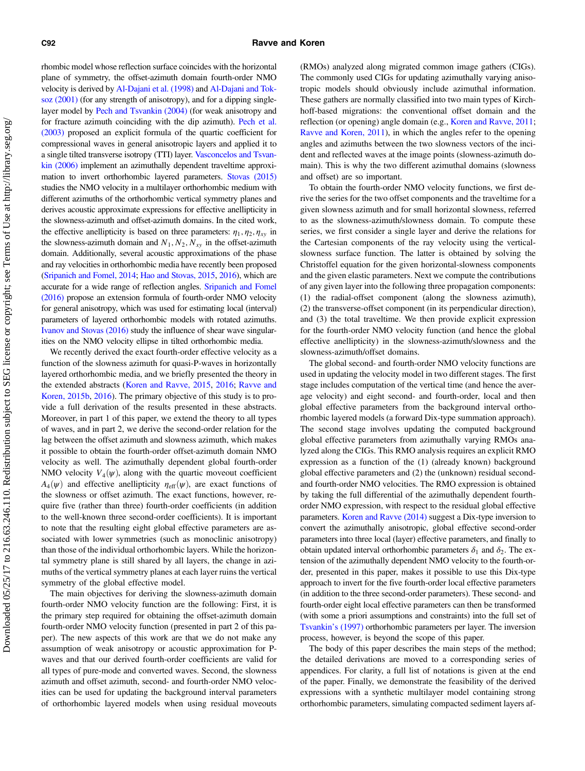rhombic model whose reflection surface coincides with the horizontal plane of symmetry, the offset-azimuth domain fourth-order NMO velocity is derived by Al-Dajani et al. (1998) and Al-Dajani and Toksoz (2001) (for any strength of anisotropy), and for a dipping single-layer model by Pech and Tsvankin (2004) (for weak anisotropy and for fracture azimuth coinciding with the dip azimuth). Pech et al. (2003) proposed an explicit formula of the quartic coefficient for compressional waves in general anisotropic layers and applied it to a single tilted transverse isotropy (TTI) layer. Vasconcelos and Tsvankin (2006) implement an azimuthally dependent traveltime approximation to invert orthorhombic layered parameters. Stovas (2015) studies the NMO velocity in a multilayer orthorhombic medium with different azimuths of the orthorhombic vertical symmetry planes and derives acoustic approximate expressions for effective anellipticity in the slowness-azimuth and offset-azimuth domains. In the cited work, the effective anellipticity is based on three parameters: $\eta_1, \eta_2, \eta_{xy}$ in the slowness-azimuth domain and $N_1, N_2, N_{xy}$ in the offset-azimuth domain. Additionally, several acoustic approximations of the phase and ray velocities in orthorhombic media have recently been proposed (Sripanich and Fomel, 2014; Hao and Stovas, 2015, 2016), which are accurate for a wide range of reflection angles. Sripanich and Fomel (2016) propose an extension formula of fourth-order NMO velocity for general anisotropy, which was used for estimating local (interval) parameters of layered orthorhombic models with rotated azimuths. Ivanov and Stovas (2016) study the influence of shear wave singularities on the NMO velocity ellipse in tilted orthorhombic media.

We recently derived the exact fourth-order effective velocity as a function of the slowness azimuth for quasi-P-waves in horizontally layered orthorhombic media, and we briefly presented the theory in the extended abstracts (Koren and Ravve, 2015, 2016; Ravve and Koren, 2015b, 2016). The primary objective of this study is to provide a full derivation of the results presented in these abstracts. Moreover, in part 1 of this paper, we extend the theory to all types of waves, and in part 2, we derive the second-order relation for the lag between the offset azimuth and slowness azimuth, which makes it possible to obtain the fourth-order offset-azimuth domain NMO velocity as well. The azimuthally dependent global fourth-order NMO velocity $V_4(\psi)$, along with the quartic moveout coefficient $A_4(\psi)$ and effective anellipticity $\eta_{\text{eff}}(\psi)$, are exact functions of the slowness or offset azimuth. The exact functions, however, require five (rather than three) fourth-order coefficients (in addition to the well-known three second-order coefficients). It is important to note that the resulting eight global effective parameters are associated with lower symmetries (such as monoclinic anisotropy) than those of the individual orthorhombic layers. While the horizontal symmetry plane is still shared by all layers, the change in azimuths of the vertical symmetry planes at each layer ruins the vertical symmetry of the global effective model.

The main objectives for deriving the slowness-azimuth domain fourth-order NMO velocity function are the following: First, it is the primary step required for obtaining the offset-azimuth domain fourth-order NMO velocity function (presented in part 2 of this paper). The new aspects of this work are that we do not make any assumption of weak anisotropy or acoustic approximation for P-waves and that our derived fourth-order coefficients are valid for all types of pure-mode and converted waves. Second, the slowness azimuth and offset azimuth, second- and fourth-order NMO velocities can be used for updating the background interval parameters of orthorhombic layered models when using residual moveouts (RMOs) analyzed along migrated common image gathers (CIGs). The commonly used CIGs for updating azimuthally varying anisotropic models should obviously include azimuthal information. These gathers are normally classified into two main types of Kirchhoff-based migrations: the conventional offset domain and the reflection (or opening) angle domain (e.g., Koren and Ravve, 2011; Ravve and Koren, 2011), in which the angles refer to the opening angles and azimuths between the two slowness vectors of the incident and reflected waves at the image points (slowness-azimuth domain). This is why the two different azimuthal domains (slowness and offset) are so important.

To obtain the fourth-order NMO velocity functions, we first derive the series for the two offset components and the traveltime for a given slowness azimuth and for small horizontal slowness, referred to as the slowness-azimuth/slowness domain. To compute these series, we first consider a single layer and derive the relations for the Cartesian components of the ray velocity using the vertical-slowness surface function. The latter is obtained by solving the Christoffel equation for the given horizontal-slowness components and the given elastic parameters. Next we compute the contributions of any given layer into the following three propagation components: (1) the radial-offset component (along the slowness azimuth), (2) the transverse-offset component (in its perpendicular direction), and (3) the total traveltime. We then provide explicit expression for the fourth-order NMO velocity function (and hence the global effective anellipticity) in the slowness-azimuth/slowness and the slowness-azimuth/offset domains.

The global second- and fourth-order NMO velocity functions are used in updating the velocity model in two different stages. The first stage includes computation of the vertical time (and hence the average velocity) and eight second- and fourth-order, local and then global effective parameters from the background interval orthorhombic layered models (a forward Dix-type summation approach). The second stage involves updating the computed background global effective parameters from azimuthally varying RMOs analyzed along the CIGs. This RMO analysis requires an explicit RMO expression as a function of the (1) (already known) background global effective parameters and (2) the (unknown) residual second- and fourth-order NMO velocities. The RMO expression is obtained by taking the full differential of the azimuthally dependent fourth-order NMO expression, with respect to the residual global effective parameters. Koren and Ravve (2014) suggest a Dix-type inversion to convert the azimuthally anisotropic, global effective second-order parameters into three local (layer) effective parameters, and finally to obtain updated interval orthorhombic parameters $\delta_1$ and $\delta_2$. The extension of the azimuthally dependent NMO velocity to the fourth-order, presented in this paper, makes it possible to use this Dix-type approach to invert for the five fourth-order local effective parameters (in addition to the three second-order parameters). These second- and fourth-order eight local effective parameters can then be transformed (with some a priori assumptions and constraints) into the full set of Tsvankin's (1997) orthorhombic parameters per layer. The inversion process, however, is beyond the scope of this paper.

The body of this paper describes the main steps of the method; the detailed derivations are moved to a corresponding series of appendices. For clarity, a full list of notations is given at the end of the paper. Finally, we demonstrate the feasibility of the derived expressions with a synthetic multilayer model containing strong orthorhombic parameters, simulating compacted sediment layers af-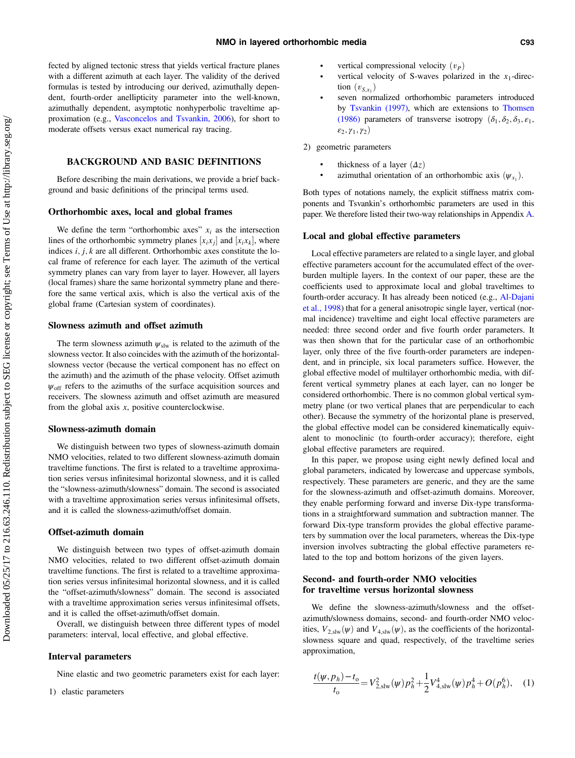fected by aligned tectonic stress that yields vertical fracture planes with a different azimuth at each layer. The validity of the derived formulas is tested by introducing our derived, azimuthally dependent, fourth-order anellipticity parameter into the well-known, azimuthally dependent, asymptotic nonhyperbolic traveltime approximation (e.g., Vasconcelos and Tsvankin, 2006), for short to moderate offsets versus exact numerical ray tracing.

## BACKGROUND AND BASIC DEFINITIONS

Before describing the main derivations, we provide a brief background and basic definitions of the principal terms used.

### Orthorhombic axes, local and global frames

We define the term "orthorhombic axes" $x_i$ as the intersection lines of the orthorhombic symmetry planes $[x_i x_j]$ and $[x_i x_k]$, where indices $i, j, k$ are all different. Orthorhombic axes constitute the local frame of reference for each layer. The azimuth of the vertical symmetry planes can vary from layer to layer. However, all layers (local frames) share the same horizontal symmetry plane and therefore the same vertical axis, which is also the vertical axis of the global frame (Cartesian system of coordinates).

### Slowness azimuth and offset azimuth

The term slowness azimuth $\psi_{\text{slw}}$ is related to the azimuth of the slowness vector. It also coincides with the azimuth of the horizontal-slowness vector (because the vertical component has no effect on the azimuth) and the azimuth of the phase velocity. Offset azimuth $\psi_{\text{off}}$ refers to the azimuths of the surface acquisition sources and receivers. The slowness azimuth and offset azimuth are measured from the global axis $x$, positive counterclockwise.

### Slowness-azimuth domain

We distinguish between two types of slowness-azimuth domain NMO velocities, related to two different slowness-azimuth domain traveltime functions. The first is related to a traveltime approximation series versus infinitesimal horizontal slowness, and it is called the "slowness-azimuth/slowness" domain. The second is associated with a traveltime approximation series versus infinitesimal offsets, and it is called the slowness-azimuth/offset domain.

### Offset-azimuth domain

We distinguish between two types of offset-azimuth domain NMO velocities, related to two different offset-azimuth domain traveltime functions. The first is related to a traveltime approximation series versus infinitesimal horizontal slowness, and it is called the "offset-azimuth/slowness" domain. The second is associated with a traveltime approximation series versus infinitesimal offsets, and it is called the offset-azimuth/offset domain.

Overall, we distinguish between three different types of model parameters: interval, local effective, and global effective.

### Interval parameters

Nine elastic and two geometric parameters exist for each layer:

1) elastic parameters

- vertical compressional velocity $(v_P)$
- vertical velocity of S-waves polarized in the $x_1$-direction $(v_{S,x_1})$
- seven normalized orthorhombic parameters introduced by Tsvankin (1997), which are extensions to Thomsen (1986) parameters of transverse isotropy $(\delta_1, \delta_2, \delta_3, \varepsilon_1, \varepsilon_2, \gamma_1, \gamma_2)$

2) geometric parameters

- thickness of a layer $(\Delta z)$
- azimuthal orientation of an orthorhombic axis $(\psi_{x_1})$.

Both types of notations namely, the explicit stiffness matrix components and Tsvankin's orthorhombic parameters are used in this paper. We therefore listed their two-way relationships in Appendix A.

### Local and global effective parameters

Local effective parameters are related to a single layer, and global effective parameters account for the accumulated effect of the overburden multiple layers. In the context of our paper, these are the coefficients used to approximate local and global traveltimes to fourth-order accuracy. It has already been noticed (e.g., Al-Dajani et al., 1998) that for a general anisotropic single layer, vertical (normal incidence) traveltime and eight local effective parameters are needed: three second order and five fourth order parameters. It was then shown that for the particular case of an orthorhombic layer, only three of the five fourth-order parameters are independent, and in principle, six local parameters suffice. However, the global effective model of multilayer orthorhombic media, with different vertical symmetry planes at each layer, can no longer be considered orthorhombic. There is no common global vertical symmetry plane (or two vertical planes that are perpendicular to each other). Because the symmetry of the horizontal plane is preserved, the global effective model can be considered kinematically equivalent to monoclinic (to fourth-order accuracy); therefore, eight global effective parameters are required.

In this paper, we propose using eight newly defined local and global parameters, indicated by lowercase and uppercase symbols, respectively. These parameters are generic, and they are the same for the slowness-azimuth and offset-azimuth domains. Moreover, they enable performing forward and inverse Dix-type transformations in a straightforward summation and subtraction manner. The forward Dix-type transform provides the global effective parameters by summation over the local parameters, whereas the Dix-type inversion involves subtracting the global effective parameters related to the top and bottom horizons of the given layers.

### Second- and fourth-order NMO velocities for traveltime versus horizontal slowness

We define the slowness-azimuth/slowness and the offset-azimuth/slowness domains, second- and fourth-order NMO velocities, $V_{2,\text{slw}}(\psi)$ and $V_{4,\text{slw}}(\psi)$, as the coefficients of the horizontal-slowness square and quad, respectively, of the traveltime series approximation,

$$\frac{t(\psi, p_h) - t_\text{o}}{t_\text{o}} = V_{2,\text{slw}}^2(\psi) p_h^2 + \frac{1}{2} V_{4,\text{slw}}^4(\psi) p_h^4 + O(p_h^6), \quad (1)$$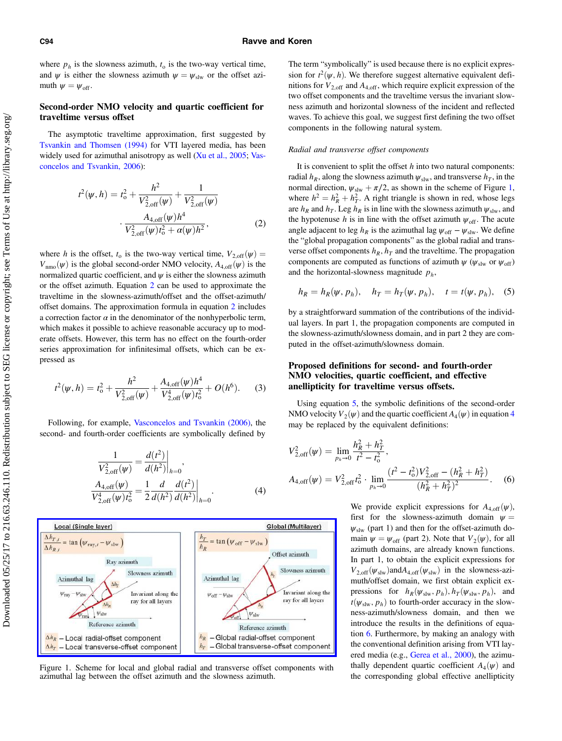where $p_h$ is the slowness azimuth, $t_o$ is the two-way vertical time, and $\psi$ is either the slowness azimuth $\psi = \psi_{slw}$ or the offset azimuth $\psi = \psi_{off}$.

## Second-order NMO velocity and quartic coefficient for traveltime versus offset

The asymptotic traveltime approximation, first suggested by Tsvankin and Thomsen (1994) for VTI layered media, has been widely used for azimuthal anisotropy as well (Xu et al., 2005; Vasconcelos and Tsvankin, 2006):

$$t^2(\psi,h) = t_o^2 + \frac{h^2}{V_{2,off}^2(\psi)} + \frac{1}{V_{2,off}^2(\psi)} \cdot \frac{A_{4,off}(\psi)h^4}{V_{2,off}^2(\psi)t_o^2 + \alpha(\psi)h^2}, \tag{2}$$

where $h$ is the offset, $t_o$ is the two-way vertical time, $V_{2,off}(\psi) = V_{nmo}(\psi)$ is the global second-order NMO velocity, $A_{4,off}(\psi)$ is the normalized quartic coefficient, and $\psi$ is either the slowness azimuth or the offset azimuth. Equation 2 can be used to approximate the traveltime in the slowness-azimuth/offset and the offset-azimuth/offset domains. The approximation formula in equation 2 includes a correction factor $\alpha$ in the denominator of the nonhyperbolic term, which makes it possible to achieve reasonable accuracy up to moderate offsets. However, this term has no effect on the fourth-order series approximation for infinitesimal offsets, which can be expressed as

$$t^2(\psi,h) = t_o^2 + \frac{h^2}{V_{2,off}^2(\psi)} + \frac{A_{4,off}(\psi)h^4}{V_{2,off}^4(\psi)t_o^2} + O(h^6). \tag{3}$$

Following, for example, Vasconcelos and Tsvankin (2006), the second- and fourth-order coefficients are symbolically defined by

$$\frac{1}{V_{2,off}^2(\psi)} = \left.\frac{d(t^2)}{d(h^2)}\right|_{h=0},$$
$$\frac{A_{4,off}(\psi)}{V_{2,off}^4(\psi)t_o^2} = \frac{1}{2}\frac{d}{d(h^2)}\left.\frac{d(t^2)}{d(h^2)}\right|_{h=0}. \tag{4}$$

Figure 1. Scheme for local and global radial and transverse offset components with azimuthal lag between the offset azimuth and the slowness azimuth.

The term "symbolically" is used because there is no explicit expression for $t^2(\psi, h)$. We therefore suggest alternative equivalent definitions for $V_{2,off}$ and $A_{4,off}$, which require explicit expression of the two offset components and the traveltime versus the invariant slowness azimuth and horizontal slowness of the incident and reflected waves. To achieve this goal, we suggest first defining the two offset components in the following natural system.

### *Radial and transverse offset components*

It is convenient to split the offset $h$ into two natural components: radial $h_R$, along the slowness azimuth $\psi_{slw}$, and transverse $h_T$, in the normal direction, $\psi_{slw} + \pi/2$, as shown in the scheme of Figure 1, where $h^2 = h_R^2 + h_T^2$. A right triangle is shown in red, whose legs are $h_R$ and $h_T$. Leg $h_R$ is in line with the slowness azimuth $\psi_{slw}$, and the hypotenuse $h$ is in line with the offset azimuth $\psi_{off}$. The acute angle adjacent to leg $h_R$ is the azimuthal lag $\psi_{off} - \psi_{slw}$. We define the "global propagation components" as the global radial and transverse offset components $h_R, h_T$ and the traveltime. The propagation components are computed as functions of azimuth $\psi$ ($\psi_{slw}$ or $\psi_{off}$) and the horizontal-slowness magnitude $p_h$,

$$h_R = h_R(\psi, p_h), \quad h_T = h_T(\psi, p_h), \quad t = t(\psi, p_h), \tag{5}$$

by a straightforward summation of the contributions of the individual layers. In part 1, the propagation components are computed in the slowness-azimuth/slowness domain, and in part 2 they are computed in the offset-azimuth/slowness domain.

## Proposed definitions for second- and fourth-order NMO velocities, quartic coefficient, and effective anellipticity for traveltime versus offsets

Using equation 5, the symbolic definitions of the second-order NMO velocity $V_2(\psi)$ and the quartic coefficient $A_4(\psi)$ in equation 4 may be replaced by the equivalent definitions:

$$V_{2,off}^2(\psi) = \lim_{p_h \to 0} \frac{h_R^2 + h_T^2}{t^2 - t_o^2},$$
$$A_{4,off}(\psi) = V_{2,off}^2 t_o^2 \cdot \lim_{p_h \to 0} \frac{(t^2 - t_o^2)V_{2,off}^2 - (h_R^2 + h_T^2)}{(h_R^2 + h_T^2)^2}. \tag{6}$$

We provide explicit expressions for $A_{4,off}(\psi)$, first for the slowness-azimuth domain $\psi = \psi_{slw}$ (part 1) and then for the offset-azimuth domain $\psi = \psi_{off}$ (part 2). Note that $V_2(\psi)$, for all azimuth domains, are already known functions. In part 1, to obtain the explicit expressions for $V_{2,off}(\psi_{slw})$ and $A_{4,off}(\psi_{slw})$ in the slowness-azimuth/offset domain, we first obtain explicit expressions for $h_R(\psi_{slw}, p_h), h_T(\psi_{slw}, p_h)$, and $t(\psi_{slw}, p_h)$ to fourth-order accuracy in the slowness-azimuth/slowness domain, and then we introduce the results in the definitions of equation 6. Furthermore, by making an analogy with the conventional definition arising from VTI layered media (e.g., Gerea et al., 2000), the azimuthally dependent quartic coefficient $A_4(\psi)$ and the corresponding global effective anellipticity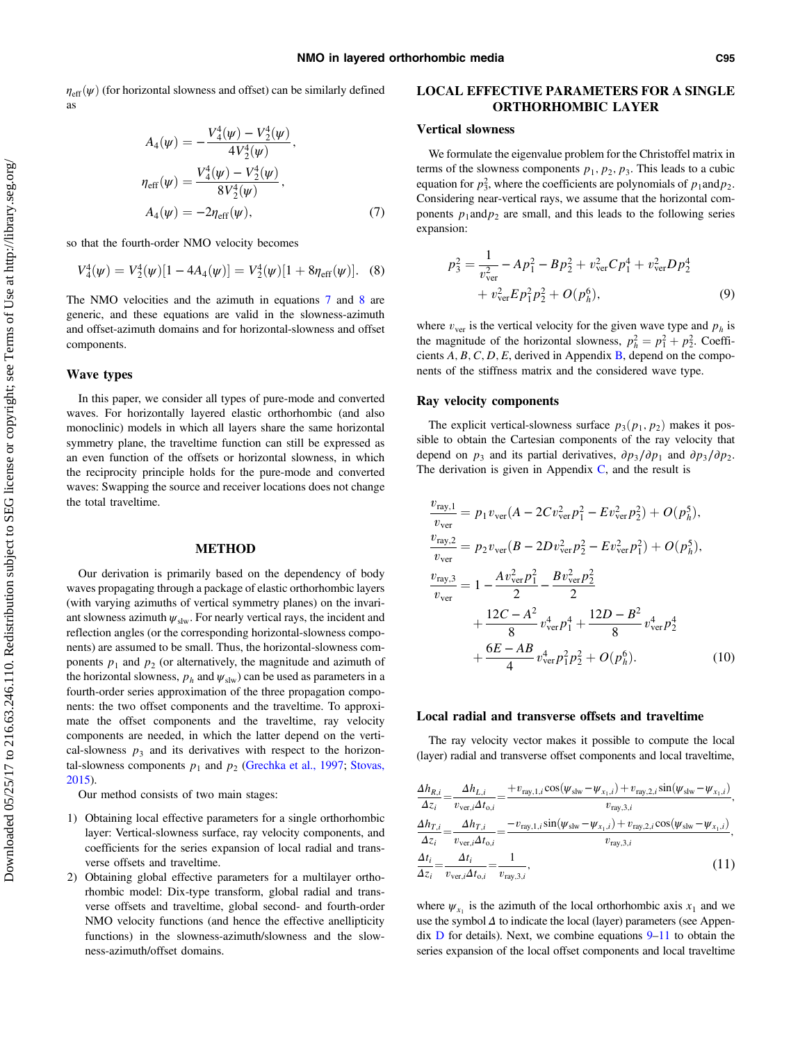$\eta_{\text{eff}}(\psi)$ (for horizontal slowness and offset) can be similarly defined as

$$
\begin{aligned}
A_4(\psi) &= -\frac{V_4^4(\psi) - V_2^4(\psi)}{4V_2^4(\psi)}, \\
\eta_{\text{eff}}(\psi) &= \frac{V_4^4(\psi) - V_2^4(\psi)}{8V_2^4(\psi)}, \\
A_4(\psi) &= -2\eta_{\text{eff}}(\psi),
\end{aligned}
\tag{7}
$$

so that the fourth-order NMO velocity becomes

$$
V_4^4(\psi) = V_2^4(\psi)[1 - 4A_4(\psi)] = V_2^4(\psi)[1 + 8\eta_{\text{eff}}(\psi)]. \tag{8}
$$

The NMO velocities and the azimuth in equations 7 and 8 are generic, and these equations are valid in the slowness-azimuth and offset-azimuth domains and for horizontal-slowness and offset components.

## Wave types

In this paper, we consider all types of pure-mode and converted waves. For horizontally layered elastic orthorhombic (and also monoclinic) models in which all layers share the same horizontal symmetry plane, the traveltime function can still be expressed as an even function of the offsets or horizontal slowness, in which the reciprocity principle holds for the pure-mode and converted waves: Swapping the source and receiver locations does not change the total traveltime.

# METHOD

Our derivation is primarily based on the dependency of body waves propagating through a package of elastic orthorhombic layers (with varying azimuths of vertical symmetry planes) on the invariant slowness azimuth $\psi_{\text{slw}}$. For nearly vertical rays, the incident and reflection angles (or the corresponding horizontal-slowness components) are assumed to be small. Thus, the horizontal-slowness components $p_1$ and $p_2$ (or alternatively, the magnitude and azimuth of the horizontal slowness, $p_h$ and $\psi_{\text{slw}}$) can be used as parameters in a fourth-order series approximation of the three propagation components: the two offset components and the traveltime. To approximate the offset components and the traveltime, ray velocity components are needed, in which the latter depend on the vertical-slowness $p_3$ and its derivatives with respect to the horizontal-slowness components $p_1$ and $p_2$ (Grechka et al., 1997; Stovas, 2015).

Our method consists of two main stages:

1) Obtaining local effective parameters for a single orthorhombic layer: Vertical-slowness surface, ray velocity components, and coefficients for the series expansion of local radial and transverse offsets and traveltime.
2) Obtaining global effective parameters for a multilayer orthorhombic model: Dix-type transform, global radial and transverse offsets and traveltime, global second- and fourth-order NMO velocity functions (and hence the effective anellipticity functions) in the slowness-azimuth/slowness and the slowness-azimuth/offset domains.

# LOCAL EFFECTIVE PARAMETERS FOR A SINGLE ORTHORHOMBIC LAYER

## Vertical slowness

We formulate the eigenvalue problem for the Christoffel matrix in terms of the slowness components $p_1, p_2, p_3$. This leads to a cubic equation for $p_3^2$, where the coefficients are polynomials of $p_1$ and $p_2$. Considering near-vertical rays, we assume that the horizontal components $p_1$ and $p_2$ are small, and this leads to the following series expansion:

$$
\begin{aligned}
p_3^2 = &\frac{1}{v_{\text{ver}}^2} - Ap_1^2 - Bp_2^2 + v_{\text{ver}}^2 Cp_1^4 + v_{\text{ver}}^2 Dp_2^4 \\
&+ v_{\text{ver}}^2 Ep_1^2 p_2^2 + O(p_h^6),
\end{aligned}
\tag{9}
$$

where $v_{\text{ver}}$ is the vertical velocity for the given wave type and $p_h$ is the magnitude of the horizontal slowness, $p_h^2 = p_1^2 + p_2^2$. Coefficients $A, B, C, D, E$, derived in Appendix B, depend on the components of the stiffness matrix and the considered wave type.

## Ray velocity components

The explicit vertical-slowness surface $p_3(p_1, p_2)$ makes it possible to obtain the Cartesian components of the ray velocity that depend on $p_3$ and its partial derivatives, $\partial p_3/\partial p_1$ and $\partial p_3/\partial p_2$. The derivation is given in Appendix C, and the result is

$$
\begin{aligned}
\frac{v_{\text{ray},1}}{v_{\text{ver}}} &= p_1 v_{\text{ver}}(A - 2Cv_{\text{ver}}^2 p_1^2 - Ev_{\text{ver}}^2 p_2^2) + O(p_h^5), \\
\frac{v_{\text{ray},2}}{v_{\text{ver}}} &= p_2 v_{\text{ver}}(B - 2Dv_{\text{ver}}^2 p_2^2 - Ev_{\text{ver}}^2 p_1^2) + O(p_h^5), \\
\frac{v_{\text{ray},3}}{v_{\text{ver}}} &= 1 - \frac{Av_{\text{ver}}^2 p_1^2}{2} - \frac{Bv_{\text{ver}}^2 p_2^2}{2} \\
&\quad + \frac{12C - A^2}{8} v_{\text{ver}}^4 p_1^4 + \frac{12D - B^2}{8} v_{\text{ver}}^4 p_2^4 \\
&\quad + \frac{6E - AB}{4} v_{\text{ver}}^4 p_1^2 p_2^2 + O(p_h^6).
\end{aligned}
\tag{10}
$$

## Local radial and transverse offsets and traveltime

The ray velocity vector makes it possible to compute the local (layer) radial and transverse offset components and local traveltime,

$$
\begin{aligned}
\frac{\Delta h_{R,i}}{\Delta z_i} &= \frac{\Delta h_{L,i}}{v_{\text{ver},i}\Delta t_{\text{o},i}} = \frac{+v_{\text{ray},1,i}\cos(\psi_{\text{slw}} - \psi_{x_1,i}) + v_{\text{ray},2,i}\sin(\psi_{\text{slw}} - \psi_{x_1,i})}{v_{\text{ray},3,i}}, \\
\frac{\Delta h_{T,i}}{\Delta z_i} &= \frac{\Delta h_{T,i}}{v_{\text{ver},i}\Delta t_{\text{o},i}} = \frac{-v_{\text{ray},1,i}\sin(\psi_{\text{slw}} - \psi_{x_1,i}) + v_{\text{ray},2,i}\cos(\psi_{\text{slw}} - \psi_{x_1,i})}{v_{\text{ray},3,i}}, \\
\frac{\Delta t_i}{\Delta z_i} &= \frac{\Delta t_i}{v_{\text{ver},i}\Delta t_{\text{o},i}} = \frac{1}{v_{\text{ray},3,i}},
\end{aligned}
\tag{11}
$$

where $\psi_{x_1}$ is the azimuth of the local orthorhombic axis $x_1$ and we use the symbol $\Delta$ to indicate the local (layer) parameters (see Appendix D for details). Next, we combine equations 9–11 to obtain the series expansion of the local offset components and local traveltime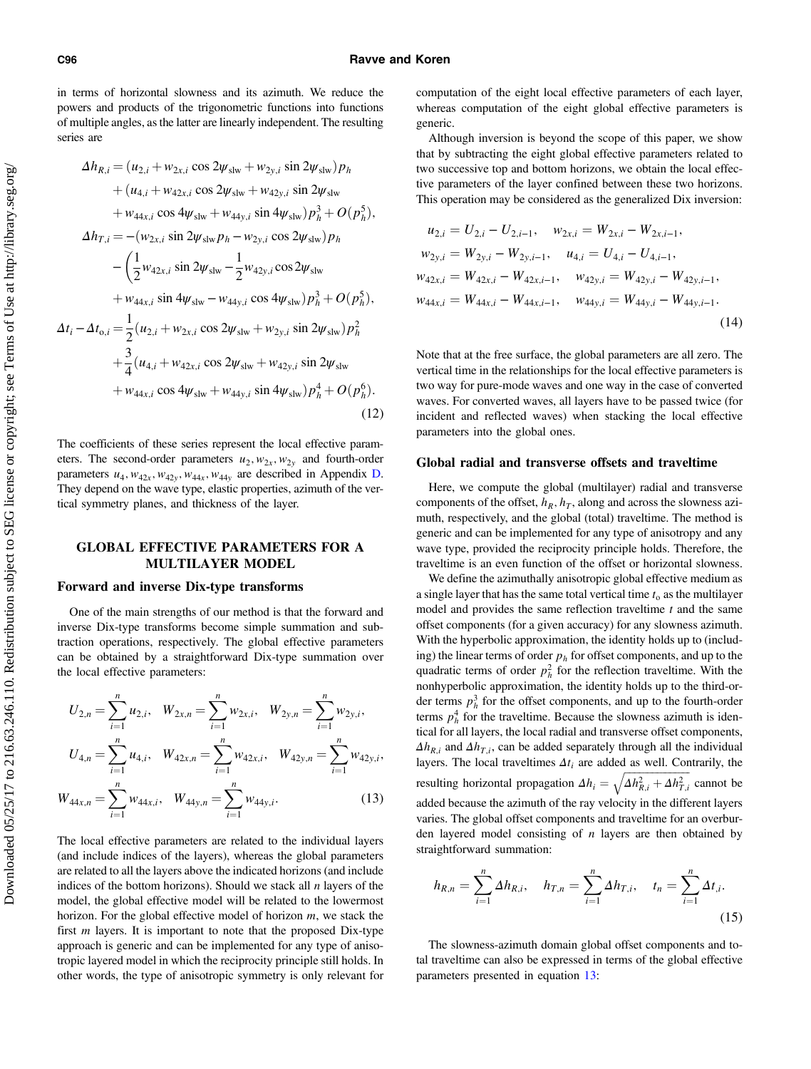in terms of horizontal slowness and its azimuth. We reduce the powers and products of the trigonometric functions into functions of multiple angles, as the latter are linearly independent. The resulting series are

$$
\begin{aligned}
\Delta h_{R,i} &= (u_{2,i} + w_{2x,i} \cos 2\psi_{\text{slw}} + w_{2y,i} \sin 2\psi_{\text{slw}}) p_h \\
&\quad + (u_{4,i} + w_{42x,i} \cos 2\psi_{\text{slw}} + w_{42y,i} \sin 2\psi_{\text{slw}} \\
&\quad + w_{44x,i} \cos 4\psi_{\text{slw}} + w_{44y,i} \sin 4\psi_{\text{slw}}) p_h^3 + O(p_h^5), \\
\Delta h_{T,i} &= -(w_{2x,i} \sin 2\psi_{\text{slw}} p_h - w_{2y,i} \cos 2\psi_{\text{slw}}) p_h \\
&\quad - \left(\frac{1}{2} w_{42x,i} \sin 2\psi_{\text{slw}} - \frac{1}{2} w_{42y,i} \cos 2\psi_{\text{slw}}\right. \\
&\quad \left. + w_{44x,i} \sin 4\psi_{\text{slw}} - w_{44y,i} \cos 4\psi_{\text{slw}}\right) p_h^3 + O(p_h^5), \\
\Delta t_i - \Delta t_{\text{o},i} &= \frac{1}{2}(u_{2,i} + w_{2x,i} \cos 2\psi_{\text{slw}} + w_{2y,i} \sin 2\psi_{\text{slw}}) p_h^2 \\
&\quad + \frac{3}{4}(u_{4,i} + w_{42x,i} \cos 2\psi_{\text{slw}} + w_{42y,i} \sin 2\psi_{\text{slw}} \\
&\quad + w_{44x,i} \cos 4\psi_{\text{slw}} + w_{44y,i} \sin 4\psi_{\text{slw}}) p_h^4 + O(p_h^6).
\end{aligned}
\tag{12}
$$

The coefficients of these series represent the local effective parameters. The second-order parameters $u_2, w_{2x}, w_{2y}$ and fourth-order parameters $u_4, w_{42x}, w_{42y}, w_{44x}, w_{44y}$ are described in Appendix D. They depend on the wave type, elastic properties, azimuth of the vertical symmetry planes, and thickness of the layer.

## GLOBAL EFFECTIVE PARAMETERS FOR A MULTILAYER MODEL

### Forward and inverse Dix-type transforms

One of the main strengths of our method is that the forward and inverse Dix-type transforms become simple summation and subtraction operations, respectively. The global effective parameters can be obtained by a straightforward Dix-type summation over the local effective parameters:

$$
\begin{aligned}
&U_{2,n} = \sum_{i=1}^{n} u_{2,i}, \quad W_{2x,n} = \sum_{i=1}^{n} w_{2x,i}, \quad W_{2y,n} = \sum_{i=1}^{n} w_{2y,i}, \\
&U_{4,n} = \sum_{i=1}^{n} u_{4,i}, \quad W_{42x,n} = \sum_{i=1}^{n} w_{42x,i}, \quad W_{42y,n} = \sum_{i=1}^{n} w_{42y,i}, \\
&W_{44x,n} = \sum_{i=1}^{n} w_{44x,i}, \quad W_{44y,n} = \sum_{i=1}^{n} w_{44y,i}.
\end{aligned}
\tag{13}
$$

The local effective parameters are related to the individual layers (and include indices of the layers), whereas the global parameters are related to all the layers above the indicated horizons (and include indices of the bottom horizons). Should we stack all $n$ layers of the model, the global effective model will be related to the lowermost horizon. For the global effective model of horizon $m$, we stack the first $m$ layers. It is important to note that the proposed Dix-type approach is generic and can be implemented for any type of anisotropic layered model in which the reciprocity principle still holds. In other words, the type of anisotropic symmetry is only relevant for computation of the eight local effective parameters of each layer, whereas computation of the eight global effective parameters is generic.

Although inversion is beyond the scope of this paper, we show that by subtracting the eight global effective parameters related to two successive top and bottom horizons, we obtain the local effective parameters of the layer confined between these two horizons. This operation may be considered as the generalized Dix inversion:

$$
\begin{aligned}
&u_{2,i} = U_{2,i} - U_{2,i-1}, \quad w_{2x,i} = W_{2x,i} - W_{2x,i-1}, \\
&w_{2y,i} = W_{2y,i} - W_{2y,i-1}, \quad u_{4,i} = U_{4,i} - U_{4,i-1}, \\
&w_{42x,i} = W_{42x,i} - W_{42x,i-1}, \quad w_{42y,i} = W_{42y,i} - W_{42y,i-1}, \\
&w_{44x,i} = W_{44x,i} - W_{44x,i-1}, \quad w_{44y,i} = W_{44y,i} - W_{44y,i-1}.
\end{aligned}
\tag{14}
$$

Note that at the free surface, the global parameters are all zero. The vertical time in the relationships for the local effective parameters is two way for pure-mode waves and one way in the case of converted waves. For converted waves, all layers have to be passed twice (for incident and reflected waves) when stacking the local effective parameters into the global ones.

### Global radial and transverse offsets and traveltime

Here, we compute the global (multilayer) radial and transverse components of the offset, $h_R, h_T$, along and across the slowness azimuth, respectively, and the global (total) traveltime. The method is generic and can be implemented for any type of anisotropy and any wave type, provided the reciprocity principle holds. Therefore, the traveltime is an even function of the offset or horizontal slowness.

We define the azimuthally anisotropic global effective medium as a single layer that has the same total vertical time $t_{\text{o}}$ as the multilayer model and provides the same reflection traveltime $t$ and the same offset components (for a given accuracy) for any slowness azimuth. With the hyperbolic approximation, the identity holds up to (including) the linear terms of order $p_h$ for offset components, and up to the quadratic terms of order $p_h^2$ for the reflection traveltime. With the nonhyperbolic approximation, the identity holds up to the third-order terms $p_h^3$ for the offset components, and up to the fourth-order terms $p_h^4$ for the traveltime. Because the slowness azimuth is identical for all layers, the local radial and transverse offset components, $\Delta h_{R,i}$ and $\Delta h_{T,i}$, can be added separately through all the individual layers. The local traveltimes $\Delta t_i$ are added as well. Contrarily, the resulting horizontal propagation $\Delta h_i = \sqrt{\Delta h_{R,i}^2 + \Delta h_{T,i}^2}$ cannot be added because the azimuth of the ray velocity in the different layers varies. The global offset components and traveltime for an overburden layered model consisting of $n$ layers are then obtained by straightforward summation:

$$
h_{R,n} = \sum_{i=1}^{n} \Delta h_{R,i}, \quad h_{T,n} = \sum_{i=1}^{n} \Delta h_{T,i}, \quad t_n = \sum_{i=1}^{n} \Delta t_{,i}.
\tag{15}
$$

The slowness-azimuth domain global offset components and total traveltime can also be expressed in terms of the global effective parameters presented in equation 13: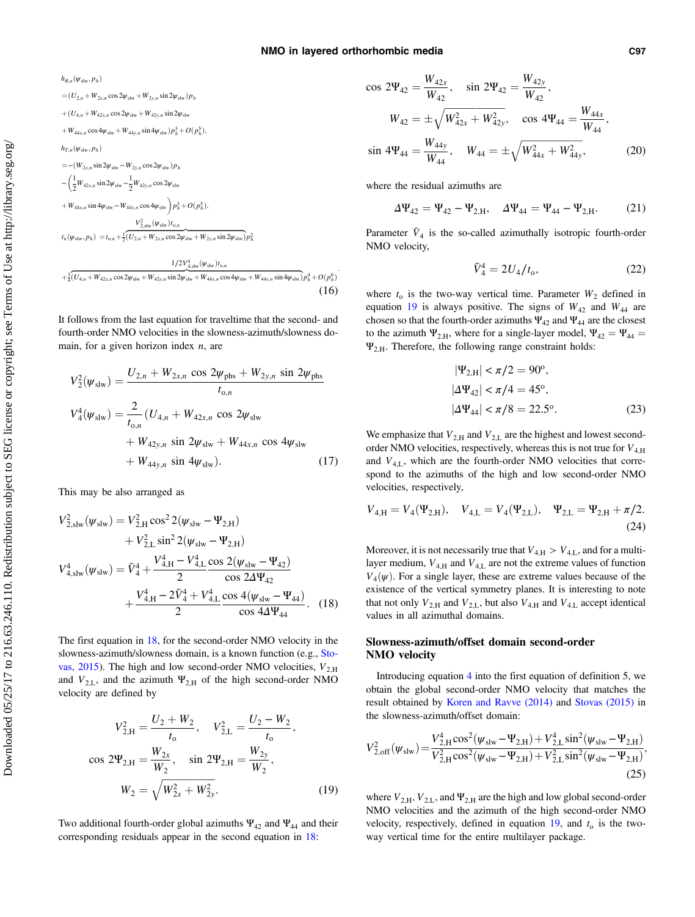$$
\begin{aligned}
&h_{R,n}(\psi_{\rm slw},p_h)\\
&=(U_{2,n}+W_{2x,n}\cos 2\psi_{\rm slw}+W_{2y,n}\sin 2\psi_{\rm slw})p_h\\
&+(U_{4,n}+W_{42x,n}\cos 2\psi_{\rm slw}+W_{42y,n}\sin 2\psi_{\rm slw}\\
&+W_{44x,n}\cos 4\psi_{\rm slw}+W_{44y,n}\sin 4\psi_{\rm slw})p_h^3+O(p_h^5),\\
&h_{T,n}(\psi_{\rm slw},p_h)\\
&=-(W_{2x,n}\sin 2\psi_{\rm slw}-W_{2y,n}\cos 2\psi_{\rm slw})p_h\\
&-\left(\frac{1}{2}W_{42x,n}\sin 2\psi_{\rm slw}-\frac{1}{2}W_{42y,n}\cos 2\psi_{\rm slw}\right.\\
&\left.+W_{44x,n}\sin 4\psi_{\rm slw}-W_{44y,n}\cos 4\psi_{\rm slw}\right)p_h^3+O(p_h^5),\\
&t_n(\psi_{\rm slw},p_h)=t_{o,n}+\frac{1}{2}\overbrace{(U_{2,n}+W_{2x,n}\cos 2\psi_{\rm slw}+W_{2y,n}\sin 2\psi_{\rm slw})}^{V^2_{2,\rm slw}(\psi_{\rm slw})t_{o,n}}p_h^2\\
&+\frac{1}{4}\overbrace{(U_{4,n}+W_{42x,n}\cos 2\psi_{\rm slw}+W_{42y,n}\sin 2\psi_{\rm slw}+W_{44x,n}\cos 4\psi_{\rm slw}+W_{44y,n}\sin 4\psi_{\rm slw})}^{1/2V^4_{4,\rm slw}(\psi_{\rm slw})t_{o,n}}p_h^4+O(p_h^6).
\end{aligned}
\tag{16}
$$

It follows from the last equation for traveltime that the second- and fourth-order NMO velocities in the slowness-azimuth/slowness domain, for a given horizon index $n$, are

$$
\begin{aligned}
V_2^2(\psi_{\rm slw})&=\frac{U_{2,n}+W_{2x,n}\cos 2\psi_{\rm phs}+W_{2y,n}\sin 2\psi_{\rm phs}}{t_{o,n}}\\
V_4^4(\psi_{\rm slw})&=\frac{2}{t_{o,n}}(U_{4,n}+W_{42x,n}\cos 2\psi_{\rm slw}\\
&\quad+W_{42y,n}\sin 2\psi_{\rm slw}+W_{44x,n}\cos 4\psi_{\rm slw}\\
&\quad+W_{44y,n}\sin 4\psi_{\rm slw}).
\end{aligned}
\tag{17}
$$

This may be also arranged as

$$
\begin{aligned}
V^2_{2,\rm slw}(\psi_{\rm slw})&=V^2_{2,\rm H}\cos^2 2(\psi_{\rm slw}-\Psi_{2,\rm H})\\
&\quad+V^2_{2,\rm L}\sin^2 2(\psi_{\rm slw}-\Psi_{2,\rm H})\\
V^4_{4,\rm slw}(\psi_{\rm slw})&=\bar V_4^4+\frac{V^4_{4,\rm H}-V^4_{4,\rm L}}{2}\frac{\cos 2(\psi_{\rm slw}-\Psi_{42})}{\cos 2\Delta\Psi_{42}}\\
&\quad+\frac{V^4_{4,\rm H}-2\bar V_4^4+V^4_{4,\rm L}}{2}\frac{\cos 4(\psi_{\rm slw}-\Psi_{44})}{\cos 4\Delta\Psi_{44}}.
\end{aligned}
\tag{18}
$$

The first equation in 18, for the second-order NMO velocity in the slowness-azimuth/slowness domain, is a known function (e.g., Stovas, 2015). The high and low second-order NMO velocities, $V_{2,\rm H}$ and $V_{2,\rm L}$, and the azimuth $\Psi_{2,\rm H}$ of the high second-order NMO velocity are defined by

$$
\begin{aligned}
V^2_{2,\rm H}&=\frac{U_2+W_2}{t_o},\quad V^2_{2,\rm L}=\frac{U_2-W_2}{t_o},\\
\cos 2\Psi_{2,\rm H}&=\frac{W_{2x}}{W_2},\quad \sin 2\Psi_{2,\rm H}=\frac{W_{2y}}{W_2},\\
W_2&=\sqrt{W^2_{2x}+W^2_{2y}}.
\end{aligned}
\tag{19}
$$

Two additional fourth-order global azimuths $\Psi_{42}$ and $\Psi_{44}$ and their corresponding residuals appear in the second equation in 18:

$$
\begin{aligned}
\cos 2\Psi_{42}&=\frac{W_{42x}}{W_{42}},\quad \sin 2\Psi_{42}=\frac{W_{42y}}{W_{42}},\\
W_{42}&=\pm\sqrt{W^2_{42x}+W^2_{42y}},\quad \cos 4\Psi_{44}=\frac{W_{44x}}{W_{44}},\\
\sin 4\Psi_{44}&=\frac{W_{44y}}{W_{44}},\quad W_{44}=\pm\sqrt{W^2_{44x}+W^2_{44y}},
\end{aligned}
\tag{20}
$$

where the residual azimuths are

$$
\Delta\Psi_{42}=\Psi_{42}-\Psi_{2,\rm H},\quad \Delta\Psi_{44}=\Psi_{44}-\Psi_{2,\rm H}. \tag{21}
$$

Parameter $\bar V_4$ is the so-called azimuthally isotropic fourth-order NMO velocity,

$$
\bar V_4^4=2U_4/t_o, \tag{22}
$$

where $t_o$ is the two-way vertical time. Parameter $W_2$ defined in equation 19 is always positive. The signs of $W_{42}$ and $W_{44}$ are chosen so that the fourth-order azimuths $\Psi_{42}$ and $\Psi_{44}$ are the closest to the azimuth $\Psi_{2,\rm H}$, where for a single-layer model, $\Psi_{42}=\Psi_{44}=\Psi_{2,\rm H}$. Therefore, the following range constraint holds:

$$
\begin{aligned}
|\Psi_{2,\rm H}|&<\pi/2=90^{\rm o},\\
|\Delta\Psi_{42}|&<\pi/4=45^{\rm o},\\
|\Delta\Psi_{44}|&<\pi/8=22.5^{\rm o}.
\end{aligned}
\tag{23}
$$

We emphasize that $V_{2,\rm H}$ and $V_{2,\rm L}$ are the highest and lowest second-order NMO velocities, respectively, whereas this is not true for $V_{4,\rm H}$ and $V_{4,\rm L}$, which are the fourth-order NMO velocities that correspond to the azimuths of the high and low second-order NMO velocities, respectively,

$$
V_{4,\rm H}=V_4(\Psi_{2,\rm H}),\quad V_{4,\rm L}=V_4(\Psi_{2,\rm L}),\quad \Psi_{2,\rm L}=\Psi_{2,\rm H}+\pi/2. \tag{24}
$$

Moreover, it is not necessarily true that $V_{4,\rm H}>V_{4,\rm L}$, and for a multilayer medium, $V_{4,\rm H}$ and $V_{4,\rm L}$ are not the extreme values of function $V_4(\psi)$. For a single layer, these are extreme values because of the existence of the vertical symmetry planes. It is interesting to note that not only $V_{2,\rm H}$ and $V_{2,\rm L}$, but also $V_{4,\rm H}$ and $V_{4,\rm L}$ accept identical values in all azimuthal domains.

## Slowness-azimuth/offset domain second-order NMO velocity

Introducing equation 4 into the first equation of definition 5, we obtain the global second-order NMO velocity that matches the result obtained by Koren and Ravve (2014) and Stovas (2015) in the slowness-azimuth/offset domain:

$$
V^2_{2,\rm off}(\psi_{\rm slw})=\frac{V^4_{2,\rm H}\cos^2(\psi_{\rm slw}-\Psi_{2,\rm H})+V^4_{2,\rm L}\sin^2(\psi_{\rm slw}-\Psi_{2,\rm H})}{V^2_{2,\rm H}\cos^2(\psi_{\rm slw}-\Psi_{2,\rm H})+V^2_{2,\rm L}\sin^2(\psi_{\rm slw}-\Psi_{2,\rm H})}, \tag{25}
$$

where $V_{2,\rm H}$, $V_{2,\rm L}$, and $\Psi_{2,\rm H}$ are the high and low global second-order NMO velocities and the azimuth of the high second-order NMO velocity, respectively, defined in equation 19, and $t_o$ is the two-way vertical time for the entire multilayer package.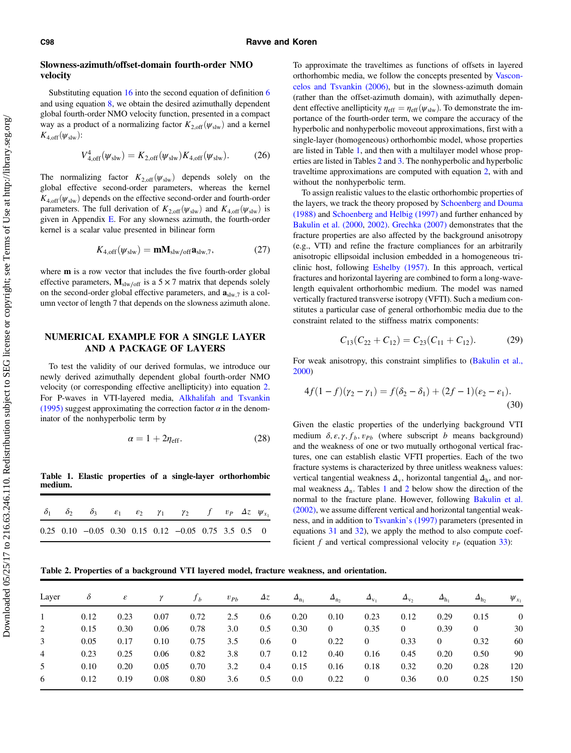### Slowness-azimuth/offset-domain fourth-order NMO velocity

Substituting equation 16 into the second equation of definition 6 and using equation 8, we obtain the desired azimuthally dependent global fourth-order NMO velocity function, presented in a compact way as a product of a normalizing factor $K_{2,\mathrm{off}}(\psi_{\mathrm{slw}})$ and a kernel $K_{4,\mathrm{off}}(\psi_{\mathrm{slw}})$:

$$V^4_{4,\mathrm{off}}(\psi_{\mathrm{slw}}) = K_{2,\mathrm{off}}(\psi_{\mathrm{slw}})K_{4,\mathrm{off}}(\psi_{\mathrm{slw}}). \tag{26}$$

The normalizing factor $K_{2,\mathrm{off}}(\psi_{\mathrm{slw}})$ depends solely on the global effective second-order parameters, whereas the kernel $K_{4,\mathrm{off}}(\psi_{\mathrm{slw}})$ depends on the effective second-order and fourth-order parameters. The full derivation of $K_{2,\mathrm{off}}(\psi_{\mathrm{slw}})$ and $K_{4,\mathrm{off}}(\psi_{\mathrm{slw}})$ is given in Appendix E. For any slowness azimuth, the fourth-order kernel is a scalar value presented in bilinear form

$$K_{4,\mathrm{off}}(\psi_{\mathrm{slw}}) = \mathbf{m}\mathbf{M}_{\mathrm{slw/off}}\mathbf{a}_{\mathrm{slw},7}, \tag{27}$$

where $\mathbf{m}$ is a row vector that includes the five fourth-order global effective parameters, $\mathbf{M}_{\mathrm{slw/off}}$ is a $5 \times 7$ matrix that depends solely on the second-order global effective parameters, and $\mathbf{a}_{\mathrm{slw},7}$ is a column vector of length 7 that depends on the slowness azimuth alone.

## NUMERICAL EXAMPLE FOR A SINGLE LAYER AND A PACKAGE OF LAYERS

To test the validity of our derived formulas, we introduce our newly derived azimuthally dependent global fourth-order NMO velocity (or corresponding effective anellipticity) into equation 2. For P-waves in VTI-layered media, Alkhalifah and Tsvankin (1995) suggest approximating the correction factor $\alpha$ in the denominator of the nonhyperbolic term by

$$\alpha = 1 + 2\eta_{\mathrm{eff}}. \tag{28}$$

**Table 1. Elastic properties of a single-layer orthorhombic medium.**

| $\delta_1$ | $\delta_2$ | $\delta_3$ | $\varepsilon_1$ | $\varepsilon_2$ | $\gamma_1$ | $\gamma_2$ | $f$ | $v_P$ | $\Delta z$ | $\psi_{x_1}$ |
|---|---|---|---|---|---|---|---|---|---|---|
| 0.25 | 0.10 | −0.05 | 0.30 | 0.15 | 0.12 | −0.05 | 0.75 | 3.5 | 0.5 | 0 |

To approximate the traveltimes as functions of offsets in layered orthorhombic media, we follow the concepts presented by Vasconcelos and Tsvankin (2006), but in the slowness-azimuth domain (rather than the offset-azimuth domain), with azimuthally dependent effective anellipticity $\eta_{\mathrm{eff}} = \eta_{\mathrm{eff}}(\psi_{\mathrm{slw}})$. To demonstrate the importance of the fourth-order term, we compare the accuracy of the hyperbolic and nonhyperbolic moveout approximations, first with a single-layer (homogeneous) orthorhombic model, whose properties are listed in Table 1, and then with a multilayer model whose properties are listed in Tables 2 and 3. The nonhyperbolic and hyperbolic traveltime approximations are computed with equation 2, with and without the nonhyperbolic term.

To assign realistic values to the elastic orthorhombic properties of the layers, we track the theory proposed by Schoenberg and Douma (1988) and Schoenberg and Helbig (1997) and further enhanced by Bakulin et al. (2000, 2002). Grechka (2007) demonstrates that the fracture properties are also affected by the background anisotropy (e.g., VTI) and refine the fracture compliances for an arbitrarily anisotropic ellipsoidal inclusion embedded in a homogeneous triclinic host, following Eshelby (1957). In this approach, vertical fractures and horizontal layering are combined to form a long-wavelength equivalent orthorhombic medium. The model was named vertically fractured transverse isotropy (VFTI). Such a medium constitutes a particular case of general orthorhombic media due to the constraint related to the stiffness matrix components:

$$C_{13}(C_{22} + C_{12}) = C_{23}(C_{11} + C_{12}). \tag{29}$$

For weak anisotropy, this constraint simplifies to (Bakulin et al., 2000)

$$4f(1-f)(\gamma_2 - \gamma_1) = f(\delta_2 - \delta_1) + (2f-1)(\varepsilon_2 - \varepsilon_1). \tag{30}$$

Given the elastic properties of the underlying background VTI medium $\delta, \varepsilon, \gamma, f_b, v_{Pb}$ (where subscript $b$ means background) and the weakness of one or two mutually orthogonal vertical fractures, one can establish elastic VFTI properties. Each of the two fracture systems is characterized by three unitless weakness values: vertical tangential weakness $\Delta_{\mathrm{v}}$, horizontal tangential $\Delta_{\mathrm{h}}$, and normal weakness $\Delta_{\mathrm{n}}$. Tables 1 and 2 below show the direction of the normal to the fracture plane. However, following Bakulin et al. (2002), we assume different vertical and horizontal tangential weakness, and in addition to Tsvankin's (1997) parameters (presented in equations 31 and 32), we apply the method to also compute coefficient $f$ and vertical compressional velocity $v_P$ (equation 33):

**Table 2. Properties of a background VTI layered model, fracture weakness, and orientation.**

| Layer | $\delta$ | $\varepsilon$ | $\gamma$ | $f_b$ | $v_{Pb}$ | $\Delta z$ | $\Delta_{\mathrm{n}_1}$ | $\Delta_{\mathrm{n}_2}$ | $\Delta_{\mathrm{v}_1}$ | $\Delta_{\mathrm{v}_2}$ | $\Delta_{\mathrm{h}_1}$ | $\Delta_{\mathrm{h}_2}$ | $\psi_{x_1}$ |
|---|---|---|---|---|---|---|---|---|---|---|---|---|---|
| 1 | 0.12 | 0.23 | 0.07 | 0.72 | 2.5 | 0.6 | 0.20 | 0.10 | 0.23 | 0.12 | 0.29 | 0.15 | 0 |
| 2 | 0.15 | 0.30 | 0.06 | 0.78 | 3.0 | 0.5 | 0.30 | 0 | 0.35 | 0 | 0.39 | 0 | 30 |
| 3 | 0.05 | 0.17 | 0.10 | 0.75 | 3.5 | 0.6 | 0 | 0.22 | 0 | 0.33 | 0 | 0.32 | 60 |
| 4 | 0.23 | 0.25 | 0.06 | 0.82 | 3.8 | 0.7 | 0.12 | 0.40 | 0.16 | 0.45 | 0.20 | 0.50 | 90 |
| 5 | 0.10 | 0.20 | 0.05 | 0.70 | 3.2 | 0.4 | 0.15 | 0.16 | 0.18 | 0.32 | 0.20 | 0.28 | 120 |
| 6 | 0.12 | 0.19 | 0.08 | 0.80 | 3.6 | 0.5 | 0.0 | 0.22 | 0 | 0.36 | 0.0 | 0.25 | 150 |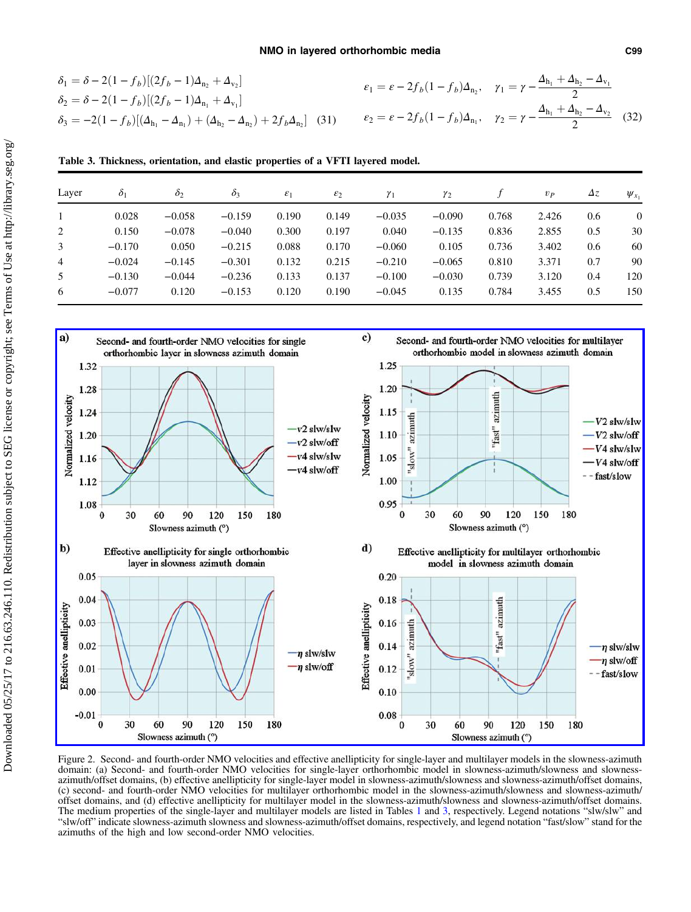$$\delta_1 = \delta - 2(1-f_b)[(2f_b-1)\Delta_{n_2} + \Delta_{v_2}]$$
$$\delta_2 = \delta - 2(1-f_b)[(2f_b-1)\Delta_{n_1} + \Delta_{v_1}]$$
$$\delta_3 = -2(1-f_b)[(\Delta_{h_1} - \Delta_{n_1}) + (\Delta_{h_2} - \Delta_{n_2}) + 2f_b\Delta_{n_2}] \quad (31)$$

$$\varepsilon_1 = \varepsilon - 2f_b(1-f_b)\Delta_{n_2}, \quad \gamma_1 = \gamma - \frac{\Delta_{h_1} + \Delta_{h_2} - \Delta_{v_1}}{2}$$
$$\varepsilon_2 = \varepsilon - 2f_b(1-f_b)\Delta_{n_1}, \quad \gamma_2 = \gamma - \frac{\Delta_{h_1} + \Delta_{h_2} - \Delta_{v_2}}{2} \quad (32)$$

**Table 3. Thickness, orientation, and elastic properties of a VFTI layered model.**

| Layer | $\delta_1$ | $\delta_2$ | $\delta_3$ | $\varepsilon_1$ | $\varepsilon_2$ | $\gamma_1$ | $\gamma_2$ | $f$ | $v_P$ | $\Delta z$ | $\psi_{x_1}$ |
|---|---|---|---|---|---|---|---|---|---|---|---|
| 1 | 0.028 | −0.058 | −0.159 | 0.190 | 0.149 | −0.035 | −0.090 | 0.768 | 2.426 | 0.6 | 0 |
| 2 | 0.150 | −0.078 | −0.040 | 0.300 | 0.197 | 0.040 | −0.135 | 0.836 | 2.855 | 0.5 | 30 |
| 3 | −0.170 | 0.050 | −0.215 | 0.088 | 0.170 | −0.060 | 0.105 | 0.736 | 3.402 | 0.6 | 60 |
| 4 | −0.024 | −0.145 | −0.301 | 0.132 | 0.215 | −0.210 | −0.065 | 0.810 | 3.371 | 0.7 | 90 |
| 5 | −0.130 | −0.044 | −0.236 | 0.133 | 0.137 | −0.100 | −0.030 | 0.739 | 3.120 | 0.4 | 120 |
| 6 | −0.077 | 0.120 | −0.153 | 0.120 | 0.190 | −0.045 | 0.135 | 0.784 | 3.455 | 0.5 | 150 |

Figure 2. Second- and fourth-order NMO velocities and effective anellipticity for single-layer and multilayer models in the slowness-azimuth domain: (a) Second- and fourth-order NMO velocities for single-layer orthorhombic model in slowness-azimuth/slowness and slowness-azimuth/offset domains, (b) effective anellipticity for single-layer model in slowness-azimuth/slowness and slowness-azimuth/offset domains, (c) second- and fourth-order NMO velocities for multilayer orthorhombic model in the slowness-azimuth/slowness and slowness-azimuth/offset domains, and (d) effective anellipticity for multilayer model in the slowness-azimuth/slowness and slowness-azimuth/offset domains. The medium properties of the single-layer and multilayer models are listed in Tables 1 and 3, respectively. Legend notations "slw/slw" and "slw/off" indicate slowness-azimuth slowness and slowness-azimuth/offset domains, respectively, and legend notation "fast/slow" stand for the azimuths of the high and low second-order NMO velocities.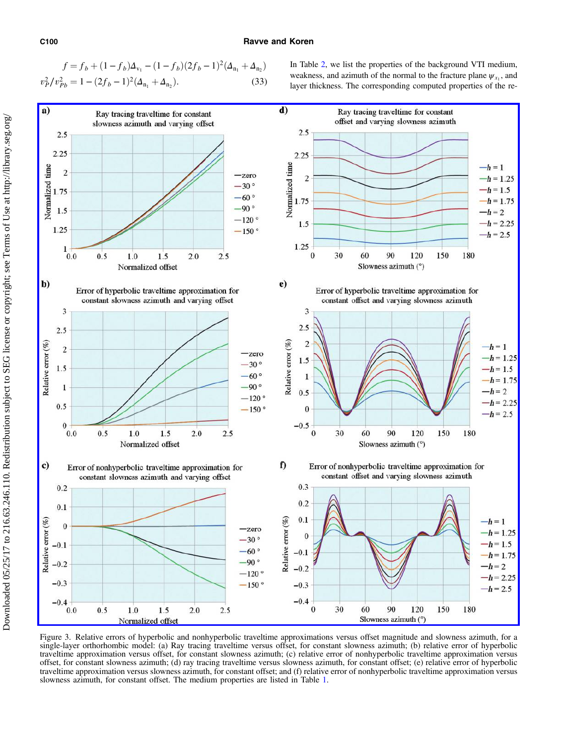$$f = f_b + (1 - f_b)\Delta_{v_1} - (1 - f_b)(2f_b - 1)^2(\Delta_{n_1} + \Delta_{n_2})$$

$$v_P^2/v_{Pb}^2 = 1 - (2f_b - 1)^2(\Delta_{n_1} + \Delta_{n_2}). \tag{33}$$

In Table 2, we list the properties of the background VTI medium, weakness, and azimuth of the normal to the fracture plane $\psi_{x_1}$, and layer thickness. The corresponding computed properties of the re-

Figure 3. Relative errors of hyperbolic and nonhyperbolic traveltime approximations versus offset magnitude and slowness azimuth, for a single-layer orthorhombic model: (a) Ray tracing traveltime versus offset, for constant slowness azimuth; (b) relative error of hyperbolic traveltime approximation versus offset, for constant slowness azimuth; (c) relative error of nonhyperbolic traveltime approximation versus offset, for constant slowness azimuth; (d) ray tracing traveltime versus slowness azimuth, for constant offset; (e) relative error of hyperbolic traveltime approximation versus slowness azimuth, for constant offset; and (f) relative error of nonhyperbolic traveltime approximation versus slowness azimuth, for constant offset. The medium properties are listed in Table 1.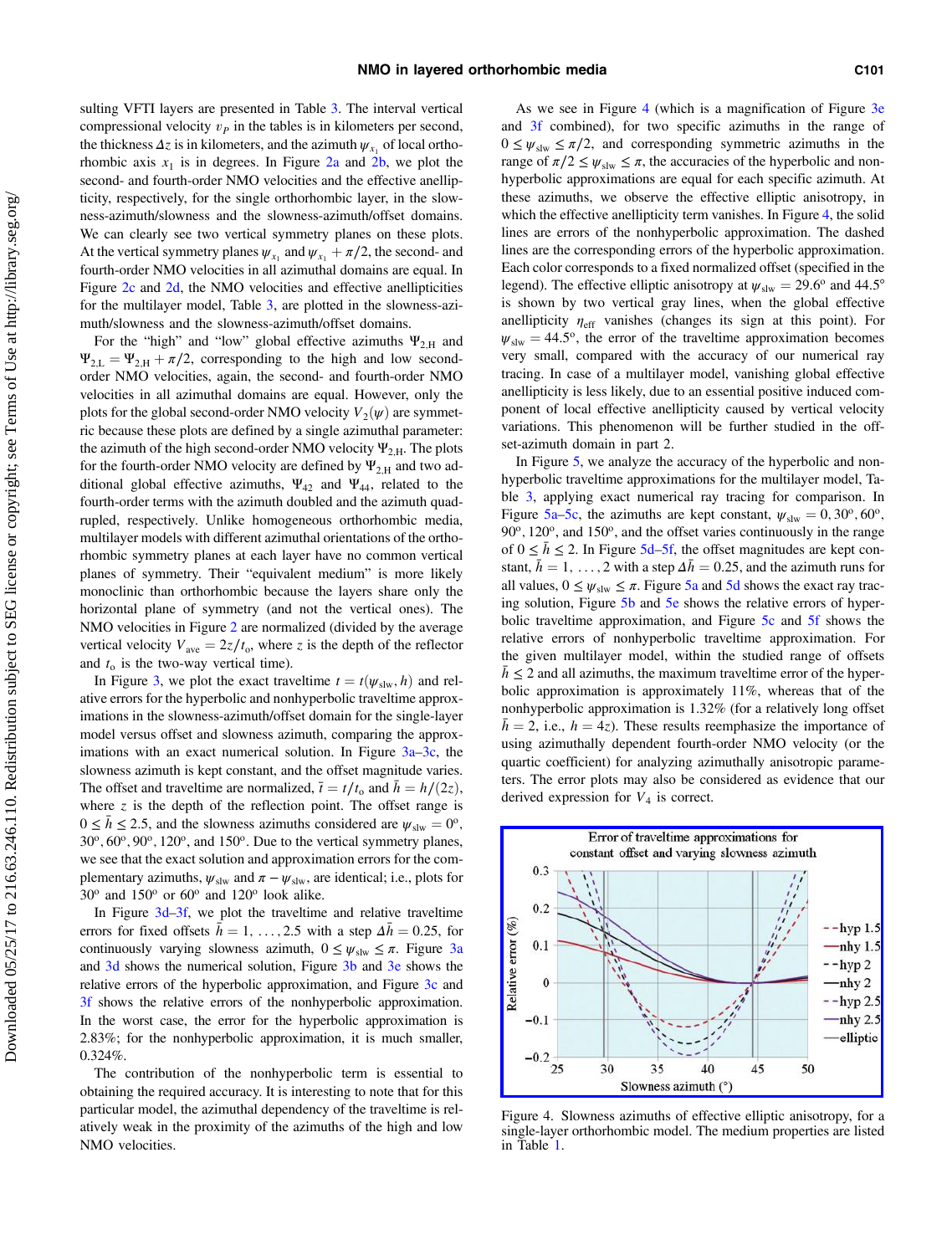sulting VFTI layers are presented in Table 3. The interval vertical compressional velocity $v_P$ in the tables is in kilometers per second, the thickness $\Delta z$ is in kilometers, and the azimuth $\psi_{x_1}$ of local orthorhombic axis $x_1$ is in degrees. In Figure 2a and 2b, we plot the second- and fourth-order NMO velocities and the effective anellipticity, respectively, for the single orthorhombic layer, in the slowness-azimuth/slowness and the slowness-azimuth/offset domains. We can clearly see two vertical symmetry planes on these plots. At the vertical symmetry planes $\psi_{x_1}$ and $\psi_{x_1} + \pi/2$, the second- and fourth-order NMO velocities in all azimuthal domains are equal. In Figure 2c and 2d, the NMO velocities and effective anellipticities for the multilayer model, Table 3, are plotted in the slowness-azimuth/slowness and the slowness-azimuth/offset domains.

For the "high" and "low" global effective azimuths $\Psi_{2,\mathrm{H}}$ and $\Psi_{2,\mathrm{L}} = \Psi_{2,\mathrm{H}} + \pi/2$, corresponding to the high and low second-order NMO velocities, again, the second- and fourth-order NMO velocities in all azimuthal domains are equal. However, only the plots for the global second-order NMO velocity $V_2(\psi)$ are symmetric because these plots are defined by a single azimuthal parameter: the azimuth of the high second-order NMO velocity $\Psi_{2,\mathrm{H}}$. The plots for the fourth-order NMO velocity are defined by $\Psi_{2,\mathrm{H}}$ and two additional global effective azimuths, $\Psi_{42}$ and $\Psi_{44}$, related to the fourth-order terms with the azimuth doubled and the azimuth quadrupled, respectively. Unlike homogeneous orthorhombic media, multilayer models with different azimuthal orientations of the orthorhombic symmetry planes at each layer have no common vertical planes of symmetry. Their "equivalent medium" is more likely monoclinic than orthorhombic because the layers share only the horizontal plane of symmetry (and not the vertical ones). The NMO velocities in Figure 2 are normalized (divided by the average vertical velocity $V_{\mathrm{ave}} = 2z/t_{\mathrm{o}}$, where $z$ is the depth of the reflector and $t_{\mathrm{o}}$ is the two-way vertical time).

In Figure 3, we plot the exact traveltime $t = t(\psi_{\mathrm{slw}}, h)$ and relative errors for the hyperbolic and nonhyperbolic traveltime approximations in the slowness-azimuth/offset domain for the single-layer model versus offset and slowness azimuth, comparing the approximations with an exact numerical solution. In Figure 3a–3c, the slowness azimuth is kept constant, and the offset magnitude varies. The offset and traveltime are normalized, $\bar{t} = t/t_{\mathrm{o}}$ and $\bar{h} = h/(2z)$, where $z$ is the depth of the reflection point. The offset range is $0 \le \bar{h} \le 2.5$, and the slowness azimuths considered are $\psi_{\mathrm{slw}} = 0^{\mathrm{o}}$, $30^{\mathrm{o}}$, $60^{\mathrm{o}}$, $90^{\mathrm{o}}$, $120^{\mathrm{o}}$, and $150^{\mathrm{o}}$. Due to the vertical symmetry planes, we see that the exact solution and approximation errors for the complementary azimuths, $\psi_{\mathrm{slw}}$ and $\pi - \psi_{\mathrm{slw}}$, are identical; i.e., plots for $30^{\mathrm{o}}$ and $150^{\mathrm{o}}$ or $60^{\mathrm{o}}$ and $120^{\mathrm{o}}$ look alike.

In Figure 3d–3f, we plot the traveltime and relative traveltime errors for fixed offsets $\bar{h} = 1, \ldots, 2.5$ with a step $\Delta\bar{h} = 0.25$, for continuously varying slowness azimuth, $0 \le \psi_{\mathrm{slw}} \le \pi$. Figure 3a and 3d shows the numerical solution, Figure 3b and 3e shows the relative errors of the hyperbolic approximation, and Figure 3c and 3f shows the relative errors of the nonhyperbolic approximation. In the worst case, the error for the hyperbolic approximation is 2.83%; for the nonhyperbolic approximation, it is much smaller, 0.324%.

The contribution of the nonhyperbolic term is essential to obtaining the required accuracy. It is interesting to note that for this particular model, the azimuthal dependency of the traveltime is relatively weak in the proximity of the azimuths of the high and low NMO velocities.

As we see in Figure 4 (which is a magnification of Figure 3e and 3f combined), for two specific azimuths in the range of $0 \le \psi_{\mathrm{slw}} \le \pi/2$, and corresponding symmetric azimuths in the range of $\pi/2 \le \psi_{\mathrm{slw}} \le \pi$, the accuracies of the hyperbolic and nonhyperbolic approximations are equal for each specific azimuth. At these azimuths, we observe the effective elliptic anisotropy, in which the effective anellipticity term vanishes. In Figure 4, the solid lines are errors of the nonhyperbolic approximation. The dashed lines are the corresponding errors of the hyperbolic approximation. Each color corresponds to a fixed normalized offset (specified in the legend). The effective elliptic anisotropy at $\psi_{\mathrm{slw}} = 29.6^{\mathrm{o}}$ and $44.5^{\mathrm{o}}$ is shown by two vertical gray lines, when the global effective anellipticity $\eta_{\mathrm{eff}}$ vanishes (changes its sign at this point). For $\psi_{\mathrm{slw}} = 44.5^{\mathrm{o}}$, the error of the traveltime approximation becomes very small, compared with the accuracy of our numerical ray tracing. In case of a multilayer model, vanishing global effective anellipticity is less likely, due to an essential positive induced component of local effective anellipticity caused by vertical velocity variations. This phenomenon will be further studied in the offset-azimuth domain in part 2.

In Figure 5, we analyze the accuracy of the hyperbolic and nonhyperbolic traveltime approximations for the multilayer model, Table 3, applying exact numerical ray tracing for comparison. In Figure 5a–5c, the azimuths are kept constant, $\psi_{\mathrm{slw}} = 0, 30^{\mathrm{o}}, 60^{\mathrm{o}}$, $90^{\mathrm{o}}$, $120^{\mathrm{o}}$, and $150^{\mathrm{o}}$, and the offset varies continuously in the range of $0 \le \bar{h} \le 2$. In Figure 5d–5f, the offset magnitudes are kept constant, $\bar{h} = 1, \ldots, 2$ with a step $\Delta\bar{h} = 0.25$, and the azimuth runs for all values, $0 \le \psi_{\mathrm{slw}} \le \pi$. Figure 5a and 5d shows the exact ray tracing solution, Figure 5b and 5e shows the relative errors of hyperbolic traveltime approximation, and Figure 5c and 5f shows the relative errors of nonhyperbolic traveltime approximation. For the given multilayer model, within the studied range of offsets $\bar{h} \le 2$ and all azimuths, the maximum traveltime error of the hyperbolic approximation is approximately 11%, whereas that of the nonhyperbolic approximation is 1.32% (for a relatively long offset $\bar{h} = 2$, i.e., $h = 4z$). These results reemphasize the importance of using azimuthally dependent fourth-order NMO velocity (or the quartic coefficient) for analyzing azimuthally anisotropic parameters. The error plots may also be considered as evidence that our derived expression for $V_4$ is correct.

Figure 4. Slowness azimuths of effective elliptic anisotropy, for a single-layer orthorhombic model. The medium properties are listed in Table 1.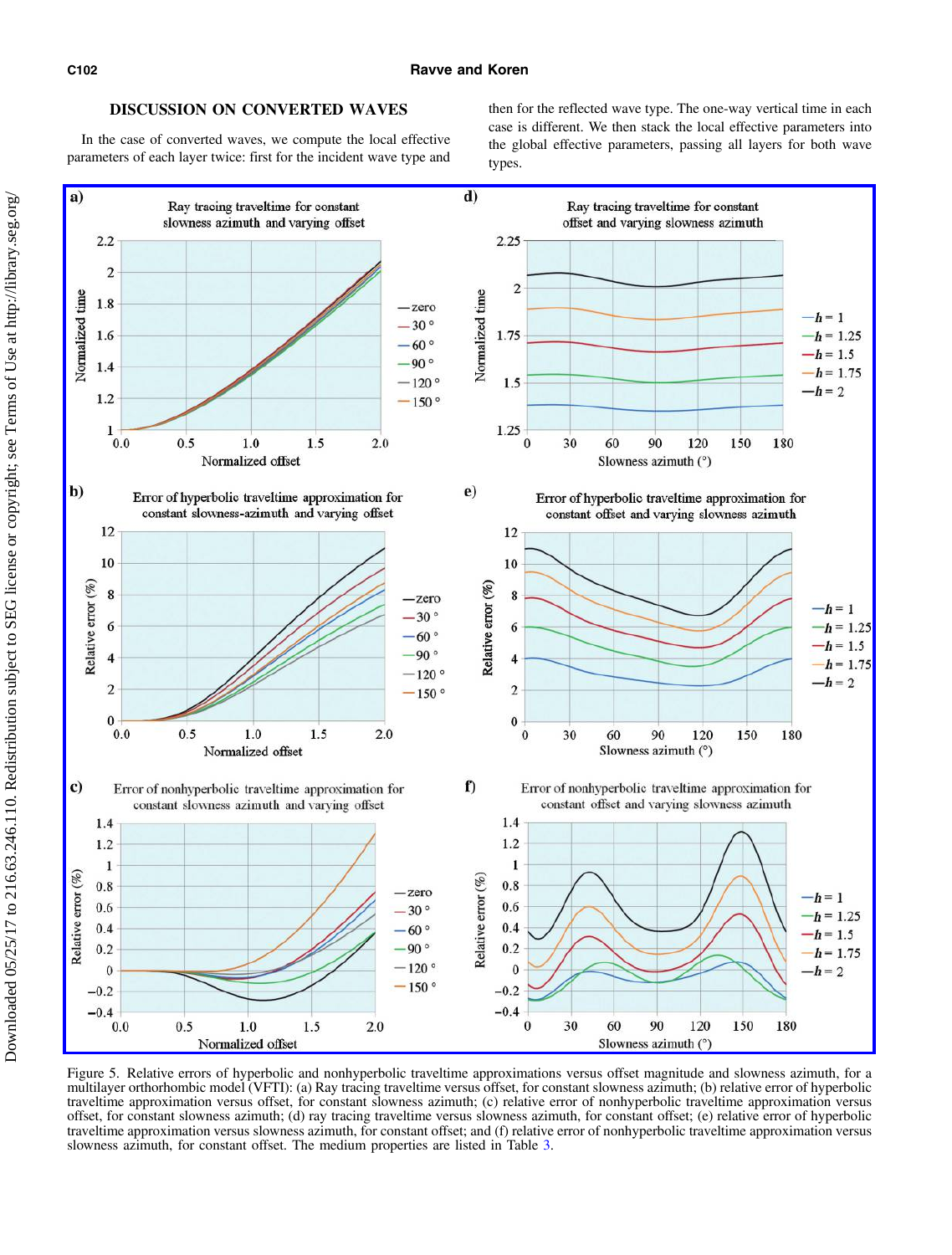## DISCUSSION ON CONVERTED WAVES

In the case of converted waves, we compute the local effective parameters of each layer twice: first for the incident wave type and then for the reflected wave type. The one-way vertical time in each case is different. We then stack the local effective parameters into the global effective parameters, passing all layers for both wave types.

Figure 5. Relative errors of hyperbolic and nonhyperbolic traveltime approximations versus offset magnitude and slowness azimuth, for a multilayer orthorhombic model (VFTI): (a) Ray tracing traveltime versus offset, for constant slowness azimuth; (b) relative error of hyperbolic traveltime approximation versus offset, for constant slowness azimuth; (c) relative error of nonhyperbolic traveltime approximation versus offset, for constant slowness azimuth; (d) ray tracing traveltime versus slowness azimuth, for constant offset; (e) relative error of hyperbolic traveltime approximation versus slowness azimuth, for constant offset; and (f) relative error of nonhyperbolic traveltime approximation versus slowness azimuth, for constant offset. The medium properties are listed in Table 3.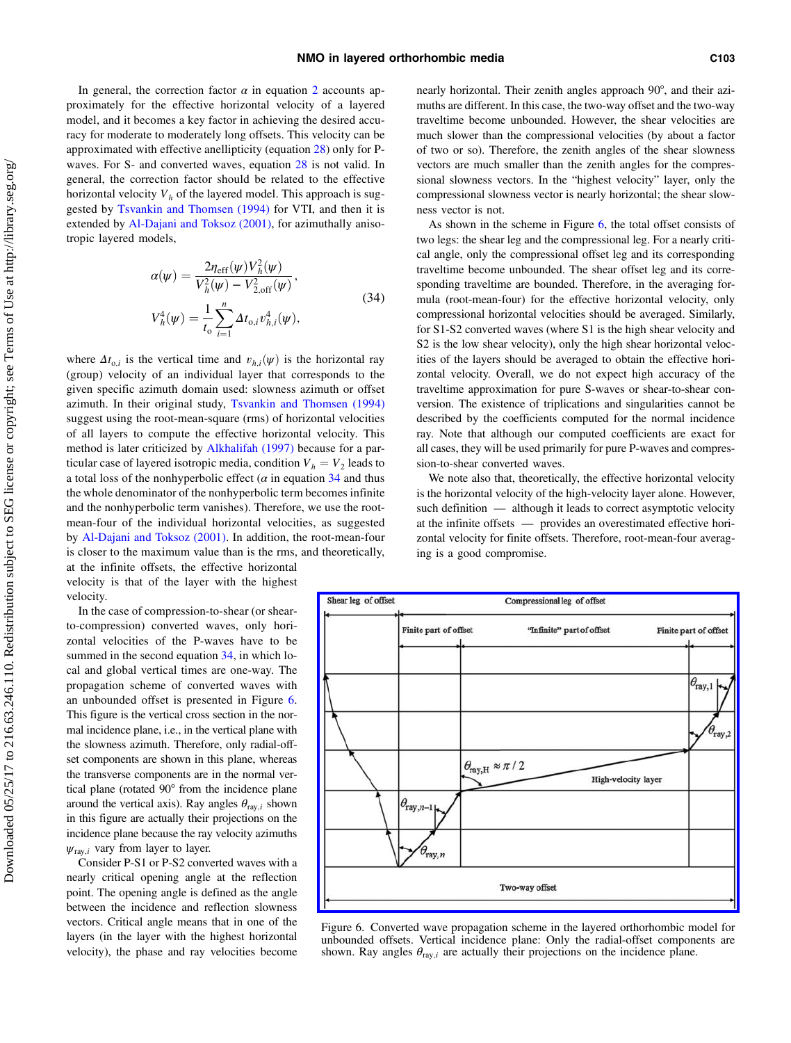In general, the correction factor $\alpha$ in equation 2 accounts approximately for the effective horizontal velocity of a layered model, and it becomes a key factor in achieving the desired accuracy for moderate to moderately long offsets. This velocity can be approximated with effective anellipticity (equation 28) only for P-waves. For S- and converted waves, equation 28 is not valid. In general, the correction factor should be related to the effective horizontal velocity $V_h$ of the layered model. This approach is suggested by Tsvankin and Thomsen (1994) for VTI, and then it is extended by Al-Dajani and Toksoz (2001), for azimuthally anisotropic layered models,

$$
\alpha(\psi) = \frac{2\eta_{\text{eff}}(\psi)V_h^2(\psi)}{V_h^2(\psi) - V_{2,\text{off}}^2(\psi)},
$$
$$
V_h^4(\psi) = \frac{1}{t_o}\sum_{i=1}^{n} \Delta t_{o,i} v_{h,i}^4(\psi), \tag{34}
$$

where $\Delta t_{o,i}$ is the vertical time and $v_{h,i}(\psi)$ is the horizontal ray (group) velocity of an individual layer that corresponds to the given specific azimuth domain used: slowness azimuth or offset azimuth. In their original study, Tsvankin and Thomsen (1994) suggest using the root-mean-square (rms) of horizontal velocities of all layers to compute the effective horizontal velocity. This method is later criticized by Alkhalifah (1997) because for a particular case of layered isotropic media, condition $V_h = V_2$ leads to a total loss of the nonhyperbolic effect ($\alpha$ in equation 34 and thus the whole denominator of the nonhyperbolic term becomes infinite and the nonhyperbolic term vanishes). Therefore, we use the root-mean-four of the individual horizontal velocities, as suggested by Al-Dajani and Toksoz (2001). In addition, the root-mean-four is closer to the maximum value than is the rms, and theoretically, at the infinite offsets, the effective horizontal velocity is that of the layer with the highest velocity.

In the case of compression-to-shear (or shear-to-compression) converted waves, only horizontal velocities of the P-waves have to be summed in the second equation 34, in which local and global vertical times are one-way. The propagation scheme of converted waves with an unbounded offset is presented in Figure 6. This figure is the vertical cross section in the normal incidence plane, i.e., in the vertical plane with the slowness azimuth. Therefore, only radial-offset components are shown in this plane, whereas the transverse components are in the normal vertical plane (rotated 90° from the incidence plane around the vertical axis). Ray angles $\theta_{\text{ray},i}$ shown in this figure are actually their projections on the incidence plane because the ray velocity azimuths $\psi_{\text{ray},i}$ vary from layer to layer.

Consider P-S1 or P-S2 converted waves with a nearly critical opening angle at the reflection point. The opening angle is defined as the angle between the incidence and reflection slowness vectors. Critical angle means that in one of the layers (in the layer with the highest horizontal velocity), the phase and ray velocities become nearly horizontal. Their zenith angles approach 90°, and their azimuths are different. In this case, the two-way offset and the two-way traveltime become unbounded. However, the shear velocities are much slower than the compressional velocities (by about a factor of two or so). Therefore, the zenith angles of the shear slowness vectors are much smaller than the zenith angles for the compressional slowness vectors. In the "highest velocity" layer, only the compressional slowness vector is nearly horizontal; the shear slowness vector is not.

As shown in the scheme in Figure 6, the total offset consists of two legs: the shear leg and the compressional leg. For a nearly critical angle, only the compressional offset leg and its corresponding traveltime become unbounded. The shear offset leg and its corresponding traveltime are bounded. Therefore, in the averaging formula (root-mean-four) for the effective horizontal velocity, only compressional horizontal velocities should be averaged. Similarly, for S1-S2 converted waves (where S1 is the high shear velocity and S2 is the low shear velocity), only the high shear horizontal velocities of the layers should be averaged to obtain the effective horizontal velocity. Overall, we do not expect high accuracy of the traveltime approximation for pure S-waves or shear-to-shear conversion. The existence of triplications and singularities cannot be described by the coefficients computed for the normal incidence ray. Note that although our computed coefficients are exact for all cases, they will be used primarily for pure P-waves and compression-to-shear converted waves.

We note also that, theoretically, the effective horizontal velocity is the horizontal velocity of the high-velocity layer alone. However, such definition — although it leads to correct asymptotic velocity at the infinite offsets — provides an overestimated effective horizontal velocity for finite offsets. Therefore, root-mean-four averaging is a good compromise.

Figure 6. Converted wave propagation scheme in the layered orthorhombic model for unbounded offsets. Vertical incidence plane: Only the radial-offset components are shown. Ray angles $\theta_{\text{ray},i}$ are actually their projections on the incidence plane.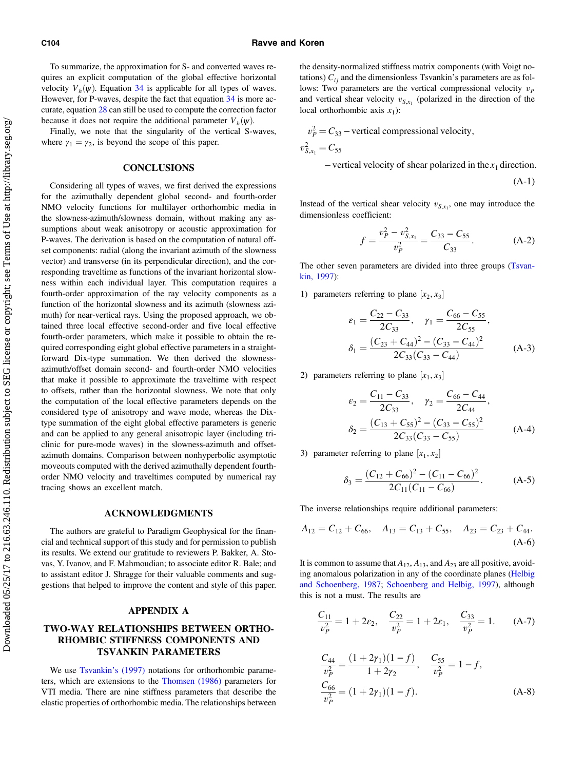To summarize, the approximation for S- and converted waves requires an explicit computation of the global effective horizontal velocity $V_h(\psi)$. Equation 34 is applicable for all types of waves. However, for P-waves, despite the fact that equation 34 is more accurate, equation 28 can still be used to compute the correction factor because it does not require the additional parameter $V_h(\psi)$.

Finally, we note that the singularity of the vertical S-waves, where $\gamma_1 = \gamma_2$, is beyond the scope of this paper.

## CONCLUSIONS

Considering all types of waves, we first derived the expressions for the azimuthally dependent global second- and fourth-order NMO velocity functions for multilayer orthorhombic media in the slowness-azimuth/slowness domain, without making any assumptions about weak anisotropy or acoustic approximation for P-waves. The derivation is based on the computation of natural offset components: radial (along the invariant azimuth of the slowness vector) and transverse (in its perpendicular direction), and the corresponding traveltime as functions of the invariant horizontal slowness within each individual layer. This computation requires a fourth-order approximation of the ray velocity components as a function of the horizontal slowness and its azimuth (slowness azimuth) for near-vertical rays. Using the proposed approach, we obtained three local effective second-order and five local effective fourth-order parameters, which make it possible to obtain the required corresponding eight global effective parameters in a straightforward Dix-type summation. We then derived the slowness-azimuth/offset domain second- and fourth-order NMO velocities that make it possible to approximate the traveltime with respect to offsets, rather than the horizontal slowness. We note that only the computation of the local effective parameters depends on the considered type of anisotropy and wave mode, whereas the Dix-type summation of the eight global effective parameters is generic and can be applied to any general anisotropic layer (including triclinic for pure-mode waves) in the slowness-azimuth and offset-azimuth domains. Comparison between nonhyperbolic asymptotic moveouts computed with the derived azimuthally dependent fourth-order NMO velocity and traveltimes computed by numerical ray tracing shows an excellent match.

## ACKNOWLEDGMENTS

The authors are grateful to Paradigm Geophysical for the financial and technical support of this study and for permission to publish its results. We extend our gratitude to reviewers P. Bakker, A. Stovas, Y. Ivanov, and F. Mahmoudian; to associate editor R. Bale; and to assistant editor J. Shragge for their valuable comments and suggestions that helped to improve the content and style of this paper.

## APPENDIX A

## TWO-WAY RELATIONSHIPS BETWEEN ORTHORHOMBIC STIFFNESS COMPONENTS AND TSVANKIN PARAMETERS

We use Tsvankin's (1997) notations for orthorhombic parameters, which are extensions to the Thomsen (1986) parameters for VTI media. There are nine stiffness parameters that describe the elastic properties of orthorhombic media. The relationships between the density-normalized stiffness matrix components (with Voigt notations) $C_{ij}$ and the dimensionless Tsvankin's parameters are as follows: Two parameters are the vertical compressional velocity $v_P$ and vertical shear velocity $v_{S,x_1}$ (polarized in the direction of the local orthorhombic axis $x_1$):

$$
\begin{aligned}
v_P^2 &= C_{33} - \text{vertical compressional velocity},\\
v_{S,x_1}^2 &= C_{55}\\
&\quad - \text{vertical velocity of shear polarized in the } x_1 \text{ direction}.
\end{aligned}
\tag{A-1}
$$

Instead of the vertical shear velocity $v_{S,x_1}$, one may introduce the dimensionless coefficient:

$$
f = \frac{v_P^2 - v_{S,x_1}^2}{v_P^2} = \frac{C_{33} - C_{55}}{C_{33}}. \tag{A-2}
$$

The other seven parameters are divided into three groups (Tsvankin, 1997):

1) parameters referring to plane $[x_2, x_3]$

$$
\varepsilon_1 = \frac{C_{22} - C_{33}}{2C_{33}}, \quad \gamma_1 = \frac{C_{66} - C_{55}}{2C_{55}},
\quad
\delta_1 = \frac{(C_{23} + C_{44})^2 - (C_{33} - C_{44})^2}{2C_{33}(C_{33} - C_{44})} \tag{A-3}
$$

2) parameters referring to plane $[x_1, x_3]$

$$
\varepsilon_2 = \frac{C_{11} - C_{33}}{2C_{33}}, \quad \gamma_2 = \frac{C_{66} - C_{44}}{2C_{44}},
\quad
\delta_2 = \frac{(C_{13} + C_{55})^2 - (C_{33} - C_{55})^2}{2C_{33}(C_{33} - C_{55})} \tag{A-4}
$$

3) parameter referring to plane $[x_1, x_2]$

$$
\delta_3 = \frac{(C_{12} + C_{66})^2 - (C_{11} - C_{66})^2}{2C_{11}(C_{11} - C_{66})}. \tag{A-5}
$$

The inverse relationships require additional parameters:

$$
A_{12} = C_{12} + C_{66}, \quad A_{13} = C_{13} + C_{55}, \quad A_{23} = C_{23} + C_{44}. \tag{A-6}
$$

It is common to assume that $A_{12}$, $A_{13}$, and $A_{23}$ are all positive, avoiding anomalous polarization in any of the coordinate planes (Helbig and Schoenberg, 1987; Schoenberg and Helbig, 1997), although this is not a must. The results are

$$
\frac{C_{11}}{v_P^2} = 1 + 2\varepsilon_2, \quad \frac{C_{22}}{v_P^2} = 1 + 2\varepsilon_1, \quad \frac{C_{33}}{v_P^2} = 1. \tag{A-7}
$$

$$
\frac{C_{44}}{v_P^2} = \frac{(1 + 2\gamma_1)(1 - f)}{1 + 2\gamma_2}, \quad \frac{C_{55}}{v_P^2} = 1 - f,
\quad
\frac{C_{66}}{v_P^2} = (1 + 2\gamma_1)(1 - f). \tag{A-8}
$$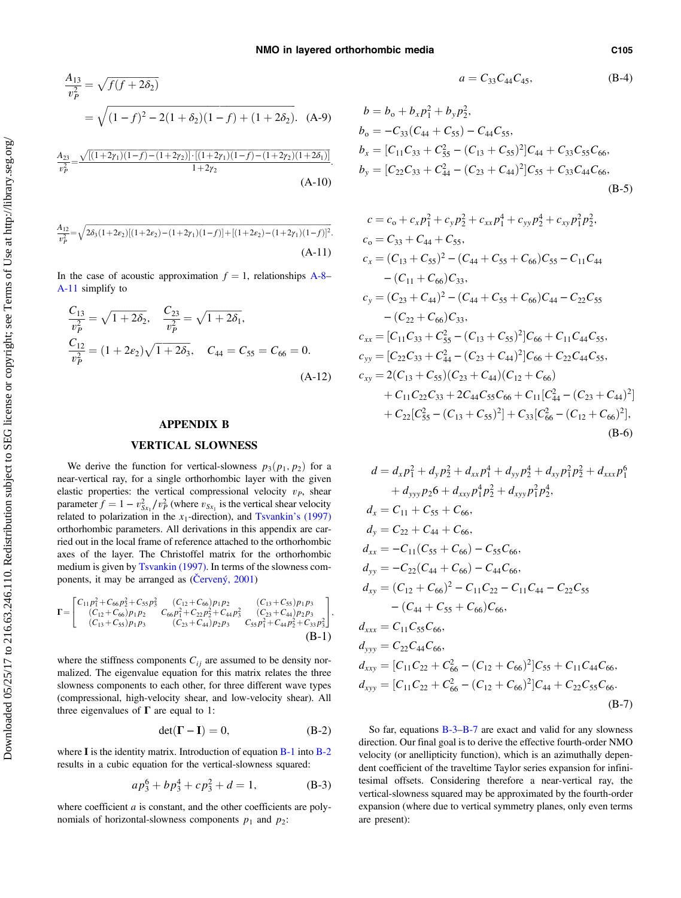$$\frac{A_{13}}{v_P^2} = \sqrt{f(f + 2\delta_2)}$$

$$= \sqrt{(1-f)^2 - 2(1+\delta_2)(1-f) + (1+2\delta_2)}. \quad \text{(A-9)}$$

$$\frac{A_{23}}{v_P^2} = \frac{\sqrt{[(1+2\gamma_1)(1-f)-(1+2\gamma_2)]\cdot[(1+2\gamma_1)(1-f)-(1+2\gamma_2)(1+2\delta_1)]}}{1+2\gamma_2}. \quad \text{(A-10)}$$

$$\frac{A_{12}}{v_P^2} = \sqrt{2\delta_3(1+2\varepsilon_2)[(1+2\varepsilon_2)-(1+2\gamma_1)(1-f)] + [(1+2\varepsilon_2)-(1+2\gamma_1)(1-f)]^2}. \quad \text{(A-11)}$$

In the case of acoustic approximation $f = 1$, relationships A-8–A-11 simplify to

$$\frac{C_{13}}{v_P^2} = \sqrt{1+2\delta_2}, \quad \frac{C_{23}}{v_P^2} = \sqrt{1+2\delta_1},$$
$$\frac{C_{12}}{v_P^2} = (1+2\varepsilon_2)\sqrt{1+2\delta_3}, \quad C_{44} = C_{55} = C_{66} = 0. \quad \text{(A-12)}$$

## APPENDIX B

## VERTICAL SLOWNESS

We derive the function for vertical-slowness $p_3(p_1, p_2)$ for a near-vertical ray, for a single orthorhombic layer with the given elastic properties: the vertical compressional velocity $v_P$, shear parameter $f = 1 - v_{S_{X_1}}^2/v_P^2$ (where $v_{S_{X_1}}$ is the vertical shear velocity related to polarization in the $x_1$-direction), and Tsvankin's (1997) orthorhombic parameters. All derivations in this appendix are carried out in the local frame of reference attached to the orthorhombic axes of the layer. The Christoffel matrix for the orthorhombic medium is given by Tsvankin (1997). In terms of the slowness components, it may be arranged as (Červený, 2001)

$$\mathbf{\Gamma} = \begin{bmatrix} C_{11}p_1^2 + C_{66}p_2^2 + C_{55}p_3^2 & (C_{12}+C_{66})p_1p_2 & (C_{13}+C_{55})p_1p_3 \\ (C_{12}+C_{66})p_1p_2 & C_{66}p_1^2 + C_{22}p_2^2 + C_{44}p_3^2 & (C_{23}+C_{44})p_2p_3 \\ (C_{13}+C_{55})p_1p_3 & (C_{23}+C_{44})p_2p_3 & C_{55}p_1^2 + C_{44}p_2^2 + C_{33}p_3^2 \end{bmatrix}, \quad \text{(B-1)}$$

where the stiffness components $C_{ij}$ are assumed to be density normalized. The eigenvalue equation for this matrix relates the three slowness components to each other, for three different wave types (compressional, high-velocity shear, and low-velocity shear). All three eigenvalues of $\mathbf{\Gamma}$ are equal to 1:

$$\det(\mathbf{\Gamma} - \mathbf{I}) = 0, \quad \text{(B-2)}$$

where $\mathbf{I}$ is the identity matrix. Introduction of equation B-1 into B-2 results in a cubic equation for the vertical-slowness squared:

$$ap_3^6 + bp_3^4 + cp_3^2 + d = 1, \quad \text{(B-3)}$$

where coefficient $a$ is constant, and the other coefficients are polynomials of horizontal-slowness components $p_1$ and $p_2$:

$$a = C_{33}C_{44}C_{45}, \quad \text{(B-4)}$$

$$b = b_o + b_x p_1^2 + b_y p_2^2,$$
$$b_o = -C_{33}(C_{44}+C_{55}) - C_{44}C_{55},$$
$$b_x = [C_{11}C_{33} + C_{55}^2 - (C_{13}+C_{55})^2]C_{44} + C_{33}C_{55}C_{66},$$
$$b_y = [C_{22}C_{33} + C_{44}^2 - (C_{23}+C_{44})^2]C_{55} + C_{33}C_{44}C_{66}, \quad \text{(B-5)}$$

$$c = c_o + c_x p_1^2 + c_y p_2^2 + c_{xx}p_1^4 + c_{yy}p_2^4 + c_{xy}p_1^2p_2^2,$$
$$c_o = C_{33} + C_{44} + C_{55},$$
$$c_x = (C_{13}+C_{55})^2 - (C_{44}+C_{55}+C_{66})C_{55} - C_{11}C_{44} - (C_{11}+C_{66})C_{33},$$
$$c_y = (C_{23}+C_{44})^2 - (C_{44}+C_{55}+C_{66})C_{44} - C_{22}C_{55} - (C_{22}+C_{66})C_{33},$$
$$c_{xx} = [C_{11}C_{33} + C_{55}^2 - (C_{13}+C_{55})^2]C_{66} + C_{11}C_{44}C_{55},$$
$$c_{yy} = [C_{22}C_{33} + C_{44}^2 - (C_{23}+C_{44})^2]C_{66} + C_{22}C_{44}C_{55},$$
$$c_{xy} = 2(C_{13}+C_{55})(C_{23}+C_{44})(C_{12}+C_{66}) + C_{11}C_{22}C_{33} + 2C_{44}C_{55}C_{66} + C_{11}[C_{44}^2 - (C_{23}+C_{44})^2] + C_{22}[C_{55}^2 - (C_{13}+C_{55})^2] + C_{33}[C_{66}^2 - (C_{12}+C_{66})^2], \quad \text{(B-6)}$$

$$d = d_x p_1^2 + d_y p_2^2 + d_{xx}p_1^4 + d_{yy}p_2^4 + d_{xy}p_1^2p_2^2 + d_{xxx}p_1^6 + d_{yyy}p_2 6 + d_{xxy}p_1^4p_2^2 + d_{xyy}p_1^2p_2^4,$$
$$d_x = C_{11} + C_{55} + C_{66},$$
$$d_y = C_{22} + C_{44} + C_{66},$$
$$d_{xx} = -C_{11}(C_{55}+C_{66}) - C_{55}C_{66},$$
$$d_{yy} = -C_{22}(C_{44}+C_{66}) - C_{44}C_{66},$$
$$d_{xy} = (C_{12}+C_{66})^2 - C_{11}C_{22} - C_{11}C_{44} - C_{22}C_{55} - (C_{44}+C_{55}+C_{66})C_{66},$$
$$d_{xxx} = C_{11}C_{55}C_{66},$$
$$d_{yyy} = C_{22}C_{44}C_{66},$$
$$d_{xxy} = [C_{11}C_{22} + C_{66}^2 - (C_{12}+C_{66})^2]C_{55} + C_{11}C_{44}C_{66},$$
$$d_{xyy} = [C_{11}C_{22} + C_{66}^2 - (C_{12}+C_{66})^2]C_{44} + C_{22}C_{55}C_{66}. \quad \text{(B-7)}$$

So far, equations B-3–B-7 are exact and valid for any slowness direction. Our final goal is to derive the effective fourth-order NMO velocity (or anellipticity function), which is an azimuthally dependent coefficient of the traveltime Taylor series expansion for infinitesimal offsets. Considering therefore a near-vertical ray, the vertical-slowness squared may be approximated by the fourth-order expansion (where due to vertical symmetry planes, only even terms are present):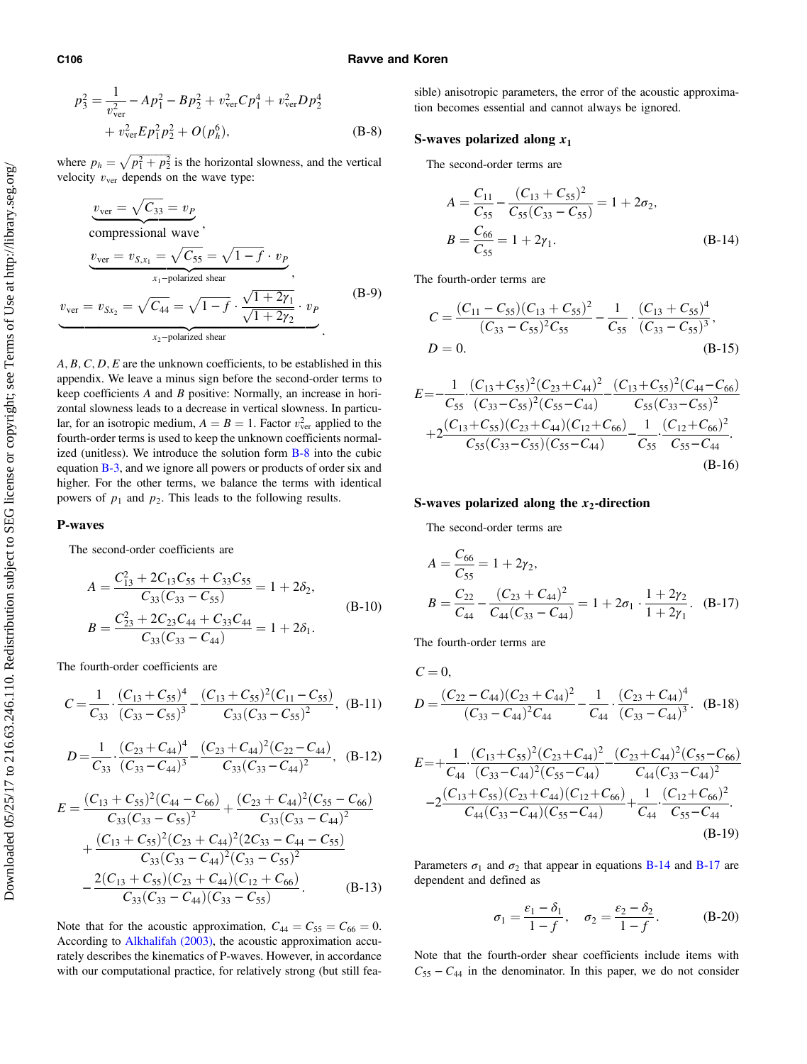$$
p_3^2 = \frac{1}{v_{\text{ver}}^2} - Ap_1^2 - Bp_2^2 + v_{\text{ver}}^2 Cp_1^4 + v_{\text{ver}}^2 Dp_2^4 + v_{\text{ver}}^2 Ep_1^2 p_2^2 + O(p_h^6), \tag{B-8}
$$

where $p_h = \sqrt{p_1^2 + p_2^2}$ is the horizontal slowness, and the vertical velocity $v_{\text{ver}}$ depends on the wave type:

$$
\underbrace{v_{\text{ver}} = \sqrt{C_{33}} = v_P}_{\text{compressional wave}}, \quad \underbrace{v_{\text{ver}} = v_{S,x_1} = \sqrt{C_{55}} = \sqrt{1-f} \cdot v_P}_{x_1\text{-polarized shear}}, \quad \underbrace{v_{\text{ver}} = v_{Sx_2} = \sqrt{C_{44}} = \sqrt{1-f} \cdot \frac{\sqrt{1+2\gamma_1}}{\sqrt{1+2\gamma_2}} \cdot v_P}_{x_2\text{-polarized shear}}. \tag{B-9}
$$

$A, B, C, D, E$ are the unknown coefficients, to be established in this appendix. We leave a minus sign before the second-order terms to keep coefficients $A$ and $B$ positive: Normally, an increase in horizontal slowness leads to a decrease in vertical slowness. In particular, for an isotropic medium, $A = B = 1$. Factor $v_{\text{ver}}^2$ applied to the fourth-order terms is used to keep the unknown coefficients normalized (unitless). We introduce the solution form B-8 into the cubic equation B-3, and we ignore all powers or products of order six and higher. For the other terms, we balance the terms with identical powers of $p_1$ and $p_2$. This leads to the following results.

## P-waves

The second-order coefficients are

$$
A = \frac{C_{13}^2 + 2C_{13}C_{55} + C_{33}C_{55}}{C_{33}(C_{33} - C_{55})} = 1 + 2\delta_2, \quad B = \frac{C_{23}^2 + 2C_{23}C_{44} + C_{33}C_{44}}{C_{33}(C_{33} - C_{44})} = 1 + 2\delta_1. \tag{B-10}
$$

The fourth-order coefficients are

$$
C = \frac{1}{C_{33}} \cdot \frac{(C_{13} + C_{55})^4}{(C_{33} - C_{55})^3} - \frac{(C_{13} + C_{55})^2 (C_{11} - C_{55})}{C_{33}(C_{33} - C_{55})^2}, \tag{B-11}
$$

$$
D = \frac{1}{C_{33}} \cdot \frac{(C_{23} + C_{44})^4}{(C_{33} - C_{44})^3} - \frac{(C_{23} + C_{44})^2 (C_{22} - C_{44})}{C_{33}(C_{33} - C_{44})^2}, \tag{B-12}
$$

$$
\begin{aligned}
E = &\frac{(C_{13} + C_{55})^2 (C_{44} - C_{66})}{C_{33}(C_{33} - C_{55})^2} + \frac{(C_{23} + C_{44})^2 (C_{55} - C_{66})}{C_{33}(C_{33} - C_{44})^2} \\
&+ \frac{(C_{13} + C_{55})^2 (C_{23} + C_{44})^2 (2C_{33} - C_{44} - C_{55})}{C_{33}(C_{33} - C_{44})^2 (C_{33} - C_{55})^2} \\
&- \frac{2(C_{13} + C_{55})(C_{23} + C_{44})(C_{12} + C_{66})}{C_{33}(C_{33} - C_{44})(C_{33} - C_{55})}.
\end{aligned} \tag{B-13}
$$

Note that for the acoustic approximation, $C_{44} = C_{55} = C_{66} = 0$. According to Alkhalifah (2003), the acoustic approximation accurately describes the kinematics of P-waves. However, in accordance with our computational practice, for relatively strong (but still feasible) anisotropic parameters, the error of the acoustic approximation becomes essential and cannot always be ignored.

## S-waves polarized along $x_1$

The second-order terms are

$$
A = \frac{C_{11}}{C_{55}} - \frac{(C_{13} + C_{55})^2}{C_{55}(C_{33} - C_{55})} = 1 + 2\sigma_2, \quad B = \frac{C_{66}}{C_{55}} = 1 + 2\gamma_1. \tag{B-14}
$$

The fourth-order terms are

$$
C = \frac{(C_{11} - C_{55})(C_{13} + C_{55})^2}{(C_{33} - C_{55})^2 C_{55}} - \frac{1}{C_{55}} \cdot \frac{(C_{13} + C_{55})^4}{(C_{33} - C_{55})^3}, \quad D = 0. \tag{B-15}
$$

$$
\begin{aligned}
E = &-\frac{1}{C_{55}} \cdot \frac{(C_{13} + C_{55})^2 (C_{23} + C_{44})^2}{(C_{33} - C_{55})^2 (C_{55} - C_{44})} - \frac{(C_{13} + C_{55})^2 (C_{44} - C_{66})}{C_{55}(C_{33} - C_{55})^2} \\
&+ 2\frac{(C_{13} + C_{55})(C_{23} + C_{44})(C_{12} + C_{66})}{C_{55}(C_{33} - C_{55})(C_{55} - C_{44})} - \frac{1}{C_{55}} \cdot \frac{(C_{12} + C_{66})^2}{C_{55} - C_{44}}.
\end{aligned} \tag{B-16}
$$

## S-waves polarized along the $x_2$-direction

The second-order terms are

$$
A = \frac{C_{66}}{C_{55}} = 1 + 2\gamma_2, \quad B = \frac{C_{22}}{C_{44}} - \frac{(C_{23} + C_{44})^2}{C_{44}(C_{33} - C_{44})} = 1 + 2\sigma_1 \cdot \frac{1 + 2\gamma_2}{1 + 2\gamma_1}. \tag{B-17}
$$

The fourth-order terms are

$$
C = 0, \quad D = \frac{(C_{22} - C_{44})(C_{23} + C_{44})^2}{(C_{33} - C_{44})^2 C_{44}} - \frac{1}{C_{44}} \cdot \frac{(C_{23} + C_{44})^4}{(C_{33} - C_{44})^3}. \tag{B-18}
$$

$$
\begin{aligned}
E = &+\frac{1}{C_{44}} \cdot \frac{(C_{13} + C_{55})^2 (C_{23} + C_{44})^2}{(C_{33} - C_{44})^2 (C_{55} - C_{44})} - \frac{(C_{23} + C_{44})^2 (C_{55} - C_{66})}{C_{44}(C_{33} - C_{44})^2} \\
&- 2\frac{(C_{13} + C_{55})(C_{23} + C_{44})(C_{12} + C_{66})}{C_{44}(C_{33} - C_{44})(C_{55} - C_{44})} + \frac{1}{C_{44}} \cdot \frac{(C_{12} + C_{66})^2}{C_{55} - C_{44}}.
\end{aligned} \tag{B-19}
$$

Parameters $\sigma_1$ and $\sigma_2$ that appear in equations B-14 and B-17 are dependent and defined as

$$
\sigma_1 = \frac{\varepsilon_1 - \delta_1}{1 - f}, \quad \sigma_2 = \frac{\varepsilon_2 - \delta_2}{1 - f}. \tag{B-20}
$$

Note that the fourth-order shear coefficients include items with $C_{55} - C_{44}$ in the denominator. In this paper, we do not consider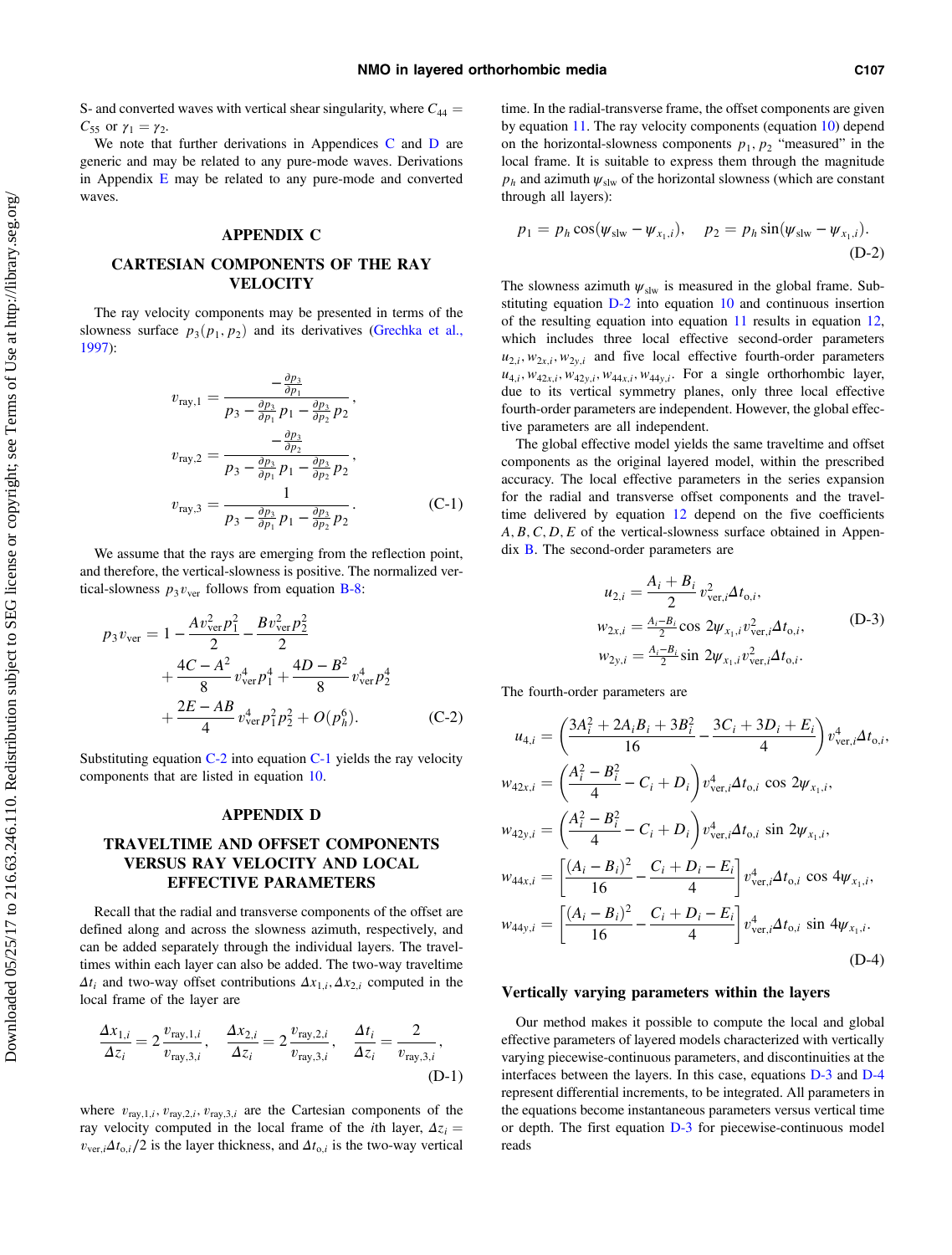S- and converted waves with vertical shear singularity, where $C_{44} = C_{55}$ or $\gamma_1 = \gamma_2$.

We note that further derivations in Appendices C and D are generic and may be related to any pure-mode waves. Derivations in Appendix E may be related to any pure-mode and converted waves.

## APPENDIX C

## CARTESIAN COMPONENTS OF THE RAY VELOCITY

The ray velocity components may be presented in terms of the slowness surface $p_3(p_1, p_2)$ and its derivatives (Grechka et al., 1997):

$$
v_{\mathrm{ray},1} = \frac{-\frac{\partial p_3}{\partial p_1}}{p_3 - \frac{\partial p_3}{\partial p_1} p_1 - \frac{\partial p_3}{\partial p_2} p_2},
$$

$$
v_{\mathrm{ray},2} = \frac{-\frac{\partial p_3}{\partial p_2}}{p_3 - \frac{\partial p_3}{\partial p_1} p_1 - \frac{\partial p_3}{\partial p_2} p_2},
$$

$$
v_{\mathrm{ray},3} = \frac{1}{p_3 - \frac{\partial p_3}{\partial p_1} p_1 - \frac{\partial p_3}{\partial p_2} p_2}. \tag{C-1}
$$

We assume that the rays are emerging from the reflection point, and therefore, the vertical-slowness is positive. The normalized vertical-slowness $p_3 v_{\mathrm{ver}}$ follows from equation B-8:

$$
\begin{aligned}
p_3 v_{\mathrm{ver}} = 1 &- \frac{A v_{\mathrm{ver}}^2 p_1^2}{2} - \frac{B v_{\mathrm{ver}} p_2^2}{2} \\
&+ \frac{4C - A^2}{8} v_{\mathrm{ver}}^4 p_1^4 + \frac{4D - B^2}{8} v_{\mathrm{ver}}^4 p_2^4 \\
&+ \frac{2E - AB}{4} v_{\mathrm{ver}}^4 p_1^2 p_2^2 + O(p_h^6).
\end{aligned} \tag{C-2}
$$

Substituting equation C-2 into equation C-1 yields the ray velocity components that are listed in equation 10.

## APPENDIX D

## TRAVELTIME AND OFFSET COMPONENTS VERSUS RAY VELOCITY AND LOCAL EFFECTIVE PARAMETERS

Recall that the radial and transverse components of the offset are defined along and across the slowness azimuth, respectively, and can be added separately through the individual layers. The traveltimes within each layer can also be added. The two-way traveltime $\Delta t_i$ and two-way offset contributions $\Delta x_{1,i}, \Delta x_{2,i}$ computed in the local frame of the layer are

$$
\frac{\Delta x_{1,i}}{\Delta z_i} = 2\frac{v_{\mathrm{ray},1,i}}{v_{\mathrm{ray},3,i}}, \quad \frac{\Delta x_{2,i}}{\Delta z_i} = 2\frac{v_{\mathrm{ray},2,i}}{v_{\mathrm{ray},3,i}}, \quad \frac{\Delta t_i}{\Delta z_i} = \frac{2}{v_{\mathrm{ray},3,i}}, \tag{D-1}
$$

where $v_{\mathrm{ray},1,i}, v_{\mathrm{ray},2,i}, v_{\mathrm{ray},3,i}$ are the Cartesian components of the ray velocity computed in the local frame of the $i$th layer, $\Delta z_i = v_{\mathrm{ver},i} \Delta t_{\mathrm{o},i}/2$ is the layer thickness, and $\Delta t_{\mathrm{o},i}$ is the two-way vertical time. In the radial-transverse frame, the offset components are given by equation 11. The ray velocity components (equation 10) depend on the horizontal-slowness components $p_1, p_2$ "measured" in the local frame. It is suitable to express them through the magnitude $p_h$ and azimuth $\psi_{\mathrm{slw}}$ of the horizontal slowness (which are constant through all layers):

$$
p_1 = p_h \cos(\psi_{\mathrm{slw}} - \psi_{x_1,i}), \quad p_2 = p_h \sin(\psi_{\mathrm{slw}} - \psi_{x_1,i}). \tag{D-2}
$$

The slowness azimuth $\psi_{\mathrm{slw}}$ is measured in the global frame. Substituting equation D-2 into equation 10 and continuous insertion of the resulting equation into equation 11 results in equation 12, which includes three local effective second-order parameters $u_{2,i}, w_{2x,i}, w_{2y,i}$ and five local effective fourth-order parameters $u_{4,i}, w_{42x,i}, w_{42y,i}, w_{44x,i}, w_{44y,i}$. For a single orthorhombic layer, due to its vertical symmetry planes, only three local effective fourth-order parameters are independent. However, the global effective parameters are all independent.

The global effective model yields the same traveltime and offset components as the original layered model, within the prescribed accuracy. The local effective parameters in the series expansion for the radial and transverse offset components and the traveltime delivered by equation 12 depend on the five coefficients $A, B, C, D, E$ of the vertical-slowness surface obtained in Appendix B. The second-order parameters are

$$
\begin{aligned}
u_{2,i} &= \frac{A_i + B_i}{2} v_{\mathrm{ver},i}^2 \Delta t_{\mathrm{o},i}, \\
w_{2x,i} &= \tfrac{A_i - B_i}{2} \cos 2\psi_{x_1,i} v_{\mathrm{ver},i}^2 \Delta t_{\mathrm{o},i}, \\
w_{2y,i} &= \tfrac{A_i - B_i}{2} \sin 2\psi_{x_1,i} v_{\mathrm{ver},i}^2 \Delta t_{\mathrm{o},i}.
\end{aligned} \tag{D-3}
$$

The fourth-order parameters are

$$
\begin{aligned}
u_{4,i} &= \left(\frac{3A_i^2 + 2A_i B_i + 3B_i^2}{16} - \frac{3C_i + 3D_i + E_i}{4}\right) v_{\mathrm{ver},i}^4 \Delta t_{\mathrm{o},i}, \\
w_{42x,i} &= \left(\frac{A_i^2 - B_i^2}{4} - C_i + D_i\right) v_{\mathrm{ver},i}^4 \Delta t_{\mathrm{o},i} \cos 2\psi_{x_1,i}, \\
w_{42y,i} &= \left(\frac{A_i^2 - B_i^2}{4} - C_i + D_i\right) v_{\mathrm{ver},i}^4 \Delta t_{\mathrm{o},i} \sin 2\psi_{x_1,i}, \\
w_{44x,i} &= \left[\frac{(A_i - B_i)^2}{16} - \frac{C_i + D_i - E_i}{4}\right] v_{\mathrm{ver},i}^4 \Delta t_{\mathrm{o},i} \cos 4\psi_{x_1,i}, \\
w_{44y,i} &= \left[\frac{(A_i - B_i)^2}{16} - \frac{C_i + D_i - E_i}{4}\right] v_{\mathrm{ver},i}^4 \Delta t_{\mathrm{o},i} \sin 4\psi_{x_1,i}.
\end{aligned} \tag{D-4}
$$

### Vertically varying parameters within the layers

Our method makes it possible to compute the local and global effective parameters of layered models characterized with vertically varying piecewise-continuous parameters, and discontinuities at the interfaces between the layers. In this case, equations D-3 and D-4 represent differential increments, to be integrated. All parameters in the equations become instantaneous parameters versus vertical time or depth. The first equation D-3 for piecewise-continuous model reads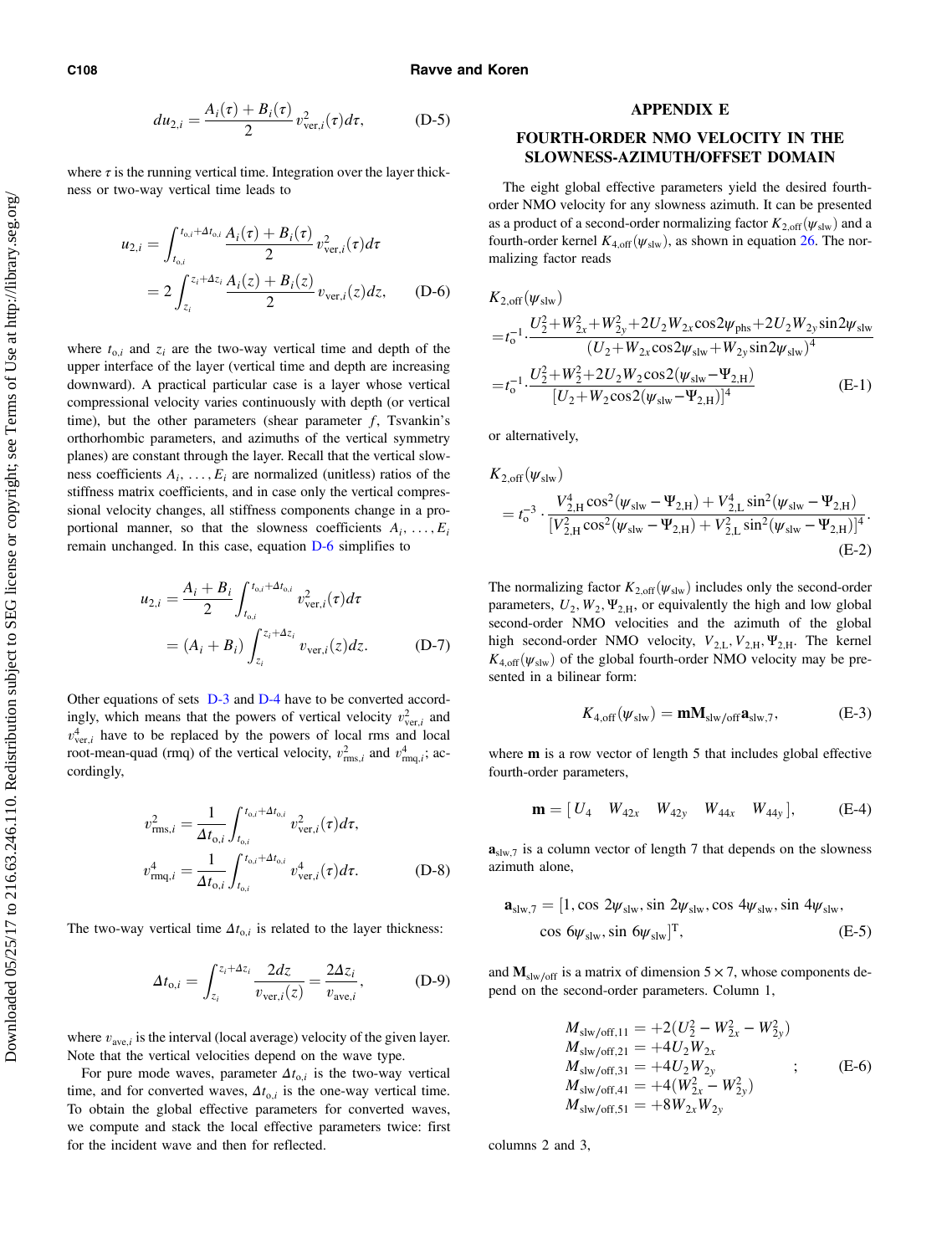$$du_{2,i} = \frac{A_i(\tau) + B_i(\tau)}{2} v_{\text{ver},i}^2(\tau) d\tau, \tag{D-5}$$

where $\tau$ is the running vertical time. Integration over the layer thickness or two-way vertical time leads to

$$u_{2,i} = \int_{t_{o,i}}^{t_{o,i}+\Delta t_{o,i}} \frac{A_i(\tau) + B_i(\tau)}{2} v_{\text{ver},i}^2(\tau) d\tau = 2\int_{z_i}^{z_i+\Delta z_i} \frac{A_i(z) + B_i(z)}{2} v_{\text{ver},i}(z) dz, \tag{D-6}$$

where $t_{o,i}$ and $z_i$ are the two-way vertical time and depth of the upper interface of the layer (vertical time and depth are increasing downward). A practical particular case is a layer whose vertical compressional velocity varies continuously with depth (or vertical time), but the other parameters (shear parameter $f$, Tsvankin's orthorhombic parameters, and azimuths of the vertical symmetry planes) are constant through the layer. Recall that the vertical slowness coefficients $A_i, \ldots, E_i$ are normalized (unitless) ratios of the stiffness matrix coefficients, and in case only the vertical compressional velocity changes, all stiffness components change in a proportional manner, so that the slowness coefficients $A_i, \ldots, E_i$ remain unchanged. In this case, equation D-6 simplifies to

$$u_{2,i} = \frac{A_i + B_i}{2} \int_{t_{o,i}}^{t_{o,i}+\Delta t_{o,i}} v_{\text{ver},i}^2(\tau) d\tau = (A_i + B_i) \int_{z_i}^{z_i+\Delta z_i} v_{\text{ver},i}(z) dz. \tag{D-7}$$

Other equations of sets D-3 and D-4 have to be converted accordingly, which means that the powers of vertical velocity $v_{\text{ver},i}^2$ and $v_{\text{ver},i}^4$ have to be replaced by the powers of local rms and local root-mean-quad (rmq) of the vertical velocity, $v_{\text{rms},i}^2$ and $v_{\text{rmq},i}^4$; accordingly,

$$v_{\text{rms},i}^2 = \frac{1}{\Delta t_{o,i}} \int_{t_{o,i}}^{t_{o,i}+\Delta t_{o,i}} v_{\text{ver},i}^2(\tau) d\tau, \qquad v_{\text{rmq},i}^4 = \frac{1}{\Delta t_{o,i}} \int_{t_{o,i}}^{t_{o,i}+\Delta t_{o,i}} v_{\text{ver},i}^4(\tau) d\tau. \tag{D-8}$$

The two-way vertical time $\Delta t_{o,i}$ is related to the layer thickness:

$$\Delta t_{o,i} = \int_{z_i}^{z_i+\Delta z_i} \frac{2dz}{v_{\text{ver},i}(z)} = \frac{2\Delta z_i}{v_{\text{ave},i}}, \tag{D-9}$$

where $v_{\text{ave},i}$ is the interval (local average) velocity of the given layer. Note that the vertical velocities depend on the wave type.

For pure mode waves, parameter $\Delta t_{o,i}$ is the two-way vertical time, and for converted waves, $\Delta t_{o,i}$ is the one-way vertical time. To obtain the global effective parameters for converted waves, we compute and stack the local effective parameters twice: first for the incident wave and then for reflected.

## APPENDIX E

## FOURTH-ORDER NMO VELOCITY IN THE SLOWNESS-AZIMUTH/OFFSET DOMAIN

The eight global effective parameters yield the desired fourth-order NMO velocity for any slowness azimuth. It can be presented as a product of a second-order normalizing factor $K_{2,\text{off}}(\psi_{\text{slw}})$ and a fourth-order kernel $K_{4,\text{off}}(\psi_{\text{slw}})$, as shown in equation 26. The normalizing factor reads

$$K_{2,\text{off}}(\psi_{\text{slw}}) = t_o^{-1} \cdot \frac{U_2^2 + W_{2x}^2 + W_{2y}^2 + 2U_2W_{2x}\cos 2\psi_{\text{phs}} + 2U_2W_{2y}\sin 2\psi_{\text{slw}}}{(U_2 + W_{2x}\cos 2\psi_{\text{slw}} + W_{2y}\sin 2\psi_{\text{slw}})^4} = t_o^{-1} \cdot \frac{U_2^2 + W_2^2 + 2U_2W_2\cos 2(\psi_{\text{slw}} - \Psi_{2,\text{H}})}{[U_2 + W_2\cos 2(\psi_{\text{slw}} - \Psi_{2,\text{H}})]^4} \tag{E-1}$$

or alternatively,

$$K_{2,\text{off}}(\psi_{\text{slw}}) = t_o^{-3} \cdot \frac{V_{2,\text{H}}^4 \cos^2(\psi_{\text{slw}} - \Psi_{2,\text{H}}) + V_{2,\text{L}}^4 \sin^2(\psi_{\text{slw}} - \Psi_{2,\text{H}})}{[V_{2,\text{H}}^2 \cos^2(\psi_{\text{slw}} - \Psi_{2,\text{H}}) + V_{2,\text{L}}^2 \sin^2(\psi_{\text{slw}} - \Psi_{2,\text{H}})]^4}. \tag{E-2}$$

The normalizing factor $K_{2,\text{off}}(\psi_{\text{slw}})$ includes only the second-order parameters, $U_2, W_2, \Psi_{2,\text{H}}$, or equivalently the high and low global second-order NMO velocities and the azimuth of the global high second-order NMO velocity, $V_{2,\text{L}}, V_{2,\text{H}}, \Psi_{2,\text{H}}$. The kernel $K_{4,\text{off}}(\psi_{\text{slw}})$ of the global fourth-order NMO velocity may be presented in a bilinear form:

$$K_{4,\text{off}}(\psi_{\text{slw}}) = \mathbf{m}\mathbf{M}_{\text{slw/off}}\mathbf{a}_{\text{slw},7}, \tag{E-3}$$

where $\mathbf{m}$ is a row vector of length 5 that includes global effective fourth-order parameters,

$$\mathbf{m} = [\,U_4 \quad W_{42x} \quad W_{42y} \quad W_{44x} \quad W_{44y}\,], \tag{E-4}$$

$\mathbf{a}_{\text{slw},7}$ is a column vector of length 7 that depends on the slowness azimuth alone,

$$\mathbf{a}_{\text{slw},7} = [1, \cos 2\psi_{\text{slw}}, \sin 2\psi_{\text{slw}}, \cos 4\psi_{\text{slw}}, \sin 4\psi_{\text{slw}}, \cos 6\psi_{\text{slw}}, \sin 6\psi_{\text{slw}}]^{\text{T}}, \tag{E-5}$$

and $\mathbf{M}_{\text{slw/off}}$ is a matrix of dimension $5 \times 7$, whose components depend on the second-order parameters. Column 1,

$$\begin{aligned} M_{\text{slw/off},11} &= +2(U_2^2 - W_{2x}^2 - W_{2y}^2) \\ M_{\text{slw/off},21} &= +4U_2W_{2x} \\ M_{\text{slw/off},31} &= +4U_2W_{2y} \\ M_{\text{slw/off},41} &= +4(W_{2x}^2 - W_{2y}^2) \\ M_{\text{slw/off},51} &= +8W_{2x}W_{2y} \end{aligned} \quad ; \tag{E-6}$$

columns 2 and 3,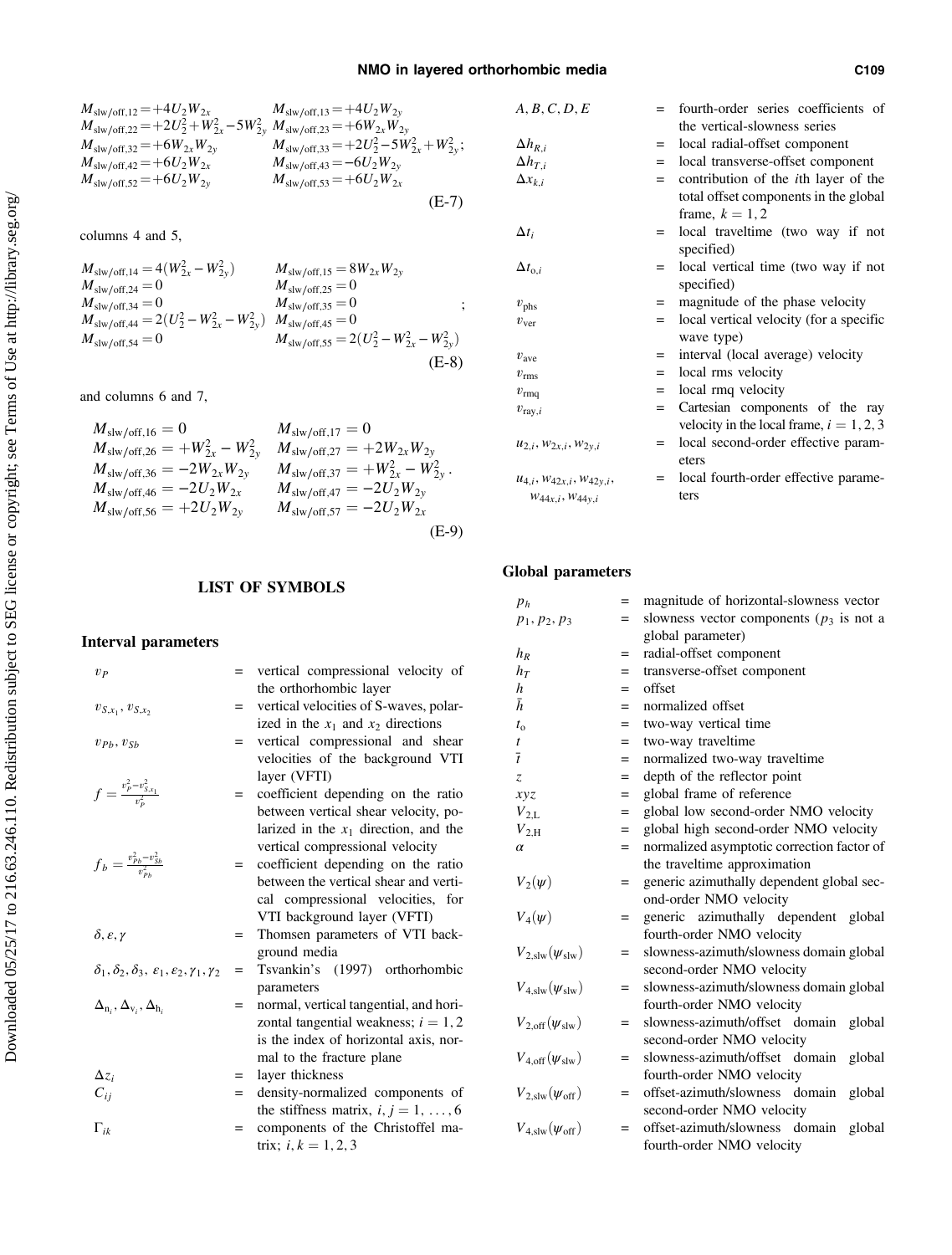$$
\begin{array}{ll}
M_{\mathrm{slw/off},12} = +4U_2W_{2x} & M_{\mathrm{slw/off},13} = +4U_2W_{2y} \\
M_{\mathrm{slw/off},22} = +2U_2^2 + W_{2x}^2 - 5W_{2y}^2 & M_{\mathrm{slw/off},23} = +6W_{2x}W_{2y} \\
M_{\mathrm{slw/off},32} = +6W_{2x}W_{2y} & M_{\mathrm{slw/off},33} = +2U_2^2 - 5W_{2x}^2 + W_{2y}^2; \\
M_{\mathrm{slw/off},42} = +6U_2W_{2x} & M_{\mathrm{slw/off},43} = -6U_2W_{2y} \\
M_{\mathrm{slw/off},52} = +6U_2W_{2y} & M_{\mathrm{slw/off},53} = +6U_2W_{2x}
\end{array}
\tag{E-7}
$$

columns 4 and 5,

$$
\begin{array}{ll}
M_{\mathrm{slw/off},14} = 4(W_{2x}^2 - W_{2y}^2) & M_{\mathrm{slw/off},15} = 8W_{2x}W_{2y} \\
M_{\mathrm{slw/off},24} = 0 & M_{\mathrm{slw/off},25} = 0 \\
M_{\mathrm{slw/off},34} = 0 & M_{\mathrm{slw/off},35} = 0 \\
M_{\mathrm{slw/off},44} = 2(U_2^2 - W_{2x}^2 - W_{2y}^2) & M_{\mathrm{slw/off},45} = 0 \\
M_{\mathrm{slw/off},54} = 0 & M_{\mathrm{slw/off},55} = 2(U_2^2 - W_{2x}^2 - W_{2y}^2)
\end{array}
; \tag{E-8}
$$

and columns 6 and 7,

$$
\begin{array}{ll}
M_{\mathrm{slw/off},16} = 0 & M_{\mathrm{slw/off},17} = 0 \\
M_{\mathrm{slw/off},26} = +W_{2x}^2 - W_{2y}^2 & M_{\mathrm{slw/off},27} = +2W_{2x}W_{2y} \\
M_{\mathrm{slw/off},36} = -2W_{2x}W_{2y} & M_{\mathrm{slw/off},37} = +W_{2x}^2 - W_{2y}^2 . \\
M_{\mathrm{slw/off},46} = -2U_2W_{2x} & M_{\mathrm{slw/off},47} = -2U_2W_{2y} \\
M_{\mathrm{slw/off},56} = +2U_2W_{2y} & M_{\mathrm{slw/off},57} = -2U_2W_{2x}
\end{array}
\tag{E-9}
$$

## LIST OF SYMBOLS

### Interval parameters

| | | |
|---|---|---|
| $v_P$ | = | vertical compressional velocity of the orthorhombic layer |
| $v_{S,x_1}, v_{S,x_2}$ | = | vertical velocities of S-waves, polarized in the $x_1$ and $x_2$ directions |
| $v_{Pb}, v_{Sb}$ | = | vertical compressional and shear velocities of the background VTI layer (VFTI) |
| $f = \frac{v_P^2 - v_{S,x_1}^2}{v_P^2}$ | = | coefficient depending on the ratio between vertical shear velocity, polarized in the $x_1$ direction, and the vertical compressional velocity |
| $f_b = \frac{v_{Pb}^2 - v_{Sb}^2}{v_{Pb}^2}$ | = | coefficient depending on the ratio between the vertical shear and vertical compressional velocities, for VTI background layer (VFTI) |
| $\delta, \varepsilon, \gamma$ | = | Thomsen parameters of VTI background media |
| $\delta_1, \delta_2, \delta_3, \varepsilon_1, \varepsilon_2, \gamma_1, \gamma_2$ | = | Tsvankin's (1997) orthorhombic parameters |
| $\Delta_{n_i}, \Delta_{v_i}, \Delta_{h_i}$ | = | normal, vertical tangential, and horizontal tangential weakness; $i = 1, 2$ is the index of horizontal axis, normal to the fracture plane |
| $\Delta z_i$ | = | layer thickness |
| $C_{ij}$ | = | density-normalized components of the stiffness matrix, $i, j = 1, \ldots, 6$ |
| $\Gamma_{ik}$ | = | components of the Christoffel matrix; $i, k = 1, 2, 3$ |
| $A, B, C, D, E$ | = | fourth-order series coefficients of the vertical-slowness series |
| $\Delta h_{R,i}$ | = | local radial-offset component |
| $\Delta h_{T,i}$ | = | local transverse-offset component |
| $\Delta x_{k,i}$ | = | contribution of the $i$th layer of the total offset components in the global frame, $k = 1, 2$ |
| $\Delta t_i$ | = | local traveltime (two way if not specified) |
| $\Delta t_{o,i}$ | = | local vertical time (two way if not specified) |
| $v_{\mathrm{phs}}$ | = | magnitude of the phase velocity |
| $v_{\mathrm{ver}}$ | = | local vertical velocity (for a specific wave type) |
| $v_{\mathrm{ave}}$ | = | interval (local average) velocity |
| $v_{\mathrm{rms}}$ | = | local rms velocity |
| $v_{\mathrm{rmq}}$ | = | local rmq velocity |
| $v_{\mathrm{ray},i}$ | = | Cartesian components of the ray velocity in the local frame, $i = 1, 2, 3$ |
| $u_{2,i}, w_{2x,i}, w_{2y,i}$ | = | local second-order effective parameters |
| $u_{4,i}, w_{42x,i}, w_{42y,i}, w_{44x,i}, w_{44y,i}$ | = | local fourth-order effective parameters |

### Global parameters

| | | |
|---|---|---|
| $p_h$ | = | magnitude of horizontal-slowness vector |
| $p_1, p_2, p_3$ | = | slowness vector components ($p_3$ is not a global parameter) |
| $h_R$ | = | radial-offset component |
| $h_T$ | = | transverse-offset component |
| $h$ | = | offset |
| $\bar{h}$ | = | normalized offset |
| $t_o$ | = | two-way vertical time |
| $t$ | = | two-way traveltime |
| $\bar{t}$ | = | normalized two-way traveltime |
| $z$ | = | depth of the reflector point |
| $xyz$ | = | global frame of reference |
| $V_{2,\mathrm{L}}$ | = | global low second-order NMO velocity |
| $V_{2,\mathrm{H}}$ | = | global high second-order NMO velocity |
| $\alpha$ | = | normalized asymptotic correction factor of the traveltime approximation |
| $V_2(\psi)$ | = | generic azimuthally dependent global second-order NMO velocity |
| $V_4(\psi)$ | = | generic azimuthally dependent global fourth-order NMO velocity |
| $V_{2,\mathrm{slw}}(\psi_{\mathrm{slw}})$ | = | slowness-azimuth/slowness domain global second-order NMO velocity |
| $V_{4,\mathrm{slw}}(\psi_{\mathrm{slw}})$ | = | slowness-azimuth/slowness domain global fourth-order NMO velocity |
| $V_{2,\mathrm{off}}(\psi_{\mathrm{slw}})$ | = | slowness-azimuth/offset domain global second-order NMO velocity |
| $V_{4,\mathrm{off}}(\psi_{\mathrm{slw}})$ | = | slowness-azimuth/offset domain global fourth-order NMO velocity |
| $V_{2,\mathrm{slw}}(\psi_{\mathrm{off}})$ | = | offset-azimuth/slowness domain global second-order NMO velocity |
| $V_{4,\mathrm{slw}}(\psi_{\mathrm{off}})$ | = | offset-azimuth/slowness domain global fourth-order NMO velocity |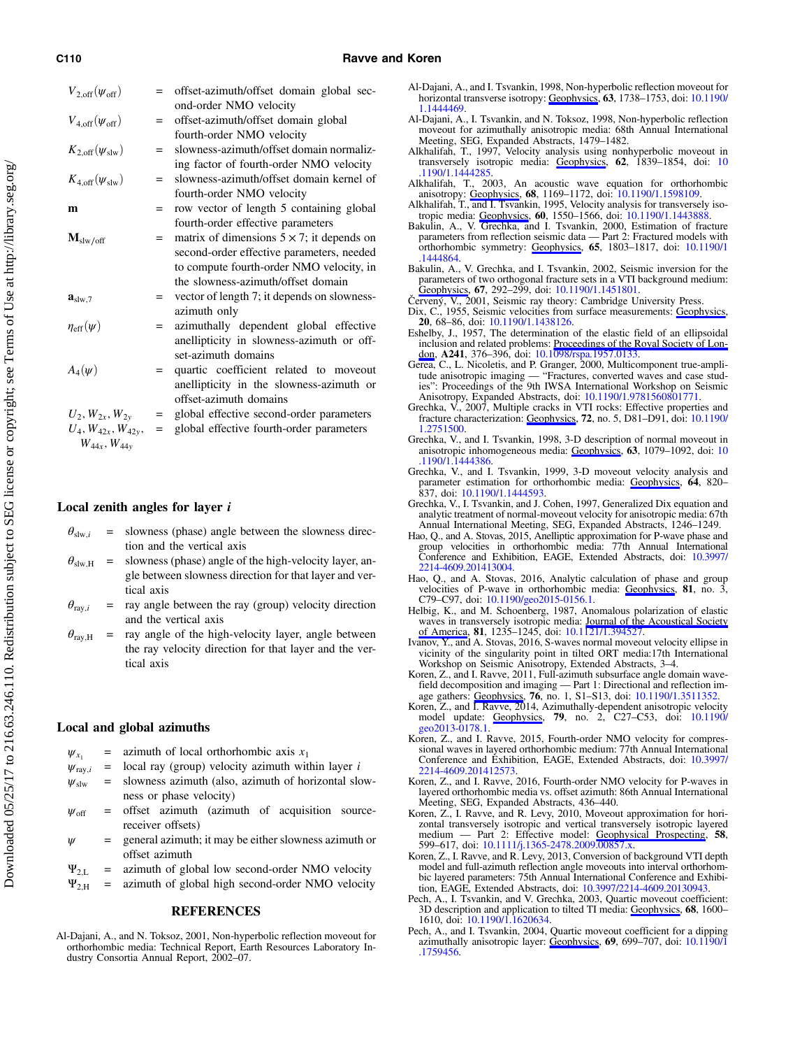| | | |
|---|---|---|
| $V_{2,\text{off}}(\psi_{\text{off}})$ | = | offset-azimuth/offset domain global second-order NMO velocity |
| $V_{4,\text{off}}(\psi_{\text{off}})$ | = | offset-azimuth/offset domain global fourth-order NMO velocity |
| $K_{2,\text{off}}(\psi_{\text{slw}})$ | = | slowness-azimuth/offset domain normalizing factor of fourth-order NMO velocity |
| $K_{4,\text{off}}(\psi_{\text{slw}})$ | = | slowness-azimuth/offset domain kernel of fourth-order NMO velocity |
| $\mathbf{m}$ | = | row vector of length 5 containing global fourth-order effective parameters |
| $\mathbf{M}_{\text{slw/off}}$ | = | matrix of dimensions $5 \times 7$; it depends on second-order effective parameters, needed to compute fourth-order NMO velocity, in the slowness-azimuth/offset domain |
| $\mathbf{a}_{\text{slw},7}$ | = | vector of length 7; it depends on slowness-azimuth only |
| $\eta_{\text{eff}}(\psi)$ | = | azimuthally dependent global effective anellipticity in slowness-azimuth or offset-azimuth domains |
| $A_4(\psi)$ | = | quartic coefficient related to moveout anellipticity in the slowness-azimuth or offset-azimuth domains |
| $U_2, W_{2x}, W_{2y}$ | = | global effective second-order parameters |
| $U_4, W_{42x}, W_{42y}, W_{44x}, W_{44y}$ | = | global effective fourth-order parameters |

### Local zenith angles for layer $i$

| | | |
|---|---|---|
| $\theta_{\text{slw},i}$ | = | slowness (phase) angle between the slowness direction and the vertical axis |
| $\theta_{\text{slw,H}}$ | = | slowness (phase) angle of the high-velocity layer, angle between slowness direction for that layer and vertical axis |
| $\theta_{\text{ray},i}$ | = | ray angle between the ray (group) velocity direction and the vertical axis |
| $\theta_{\text{ray,H}}$ | = | ray angle of the high-velocity layer, angle between the ray velocity direction for that layer and the vertical axis |

### Local and global azimuths

| | | |
|---|---|---|
| $\psi_{x_1}$ | = | azimuth of local orthorhombic axis $x_1$ |
| $\psi_{\text{ray},i}$ | = | local ray (group) velocity azimuth within layer $i$ |
| $\psi_{\text{slw}}$ | = | slowness azimuth (also, azimuth of horizontal slowness or phase velocity) |
| $\psi_{\text{off}}$ | = | offset azimuth (azimuth of acquisition source-receiver offsets) |
| $\psi$ | = | general azimuth; it may be either slowness azimuth or offset azimuth |
| $\Psi_{2,\text{L}}$ | = | azimuth of global low second-order NMO velocity |
| $\Psi_{2,\text{H}}$ | = | azimuth of global high second-order NMO velocity |

## REFERENCES

Al-Dajani, A., and N. Toksoz, 2001, Non-hyperbolic reflection moveout for orthorhombic media: Technical Report, Earth Resources Laboratory Industry Consortia Annual Report, 2002–07.

Al-Dajani, A., and I. Tsvankin, 1998, Non-hyperbolic reflection moveout for horizontal transverse isotropy: Geophysics, **63**, 1738–1753, doi: 10.1190/1.1444469.

Al-Dajani, A., I. Tsvankin, and N. Toksoz, 1998, Non-hyperbolic reflection moveout for azimuthally anisotropic media: 68th Annual International Meeting, SEG, Expanded Abstracts, 1479–1482.

Alkhalifah, T., 1997, Velocity analysis using nonhyperbolic moveout in transversely isotropic media: Geophysics, **62**, 1839–1854, doi: 10.1190/1.1444285.

Alkhalifah, T., 2003, An acoustic wave equation for orthorhombic anisotropy: Geophysics, **68**, 1169–1172, doi: 10.1190/1.1598109.

Alkhalifah, T., and I. Tsvankin, 1995, Velocity analysis for transversely isotropic media: Geophysics, **60**, 1550–1566, doi: 10.1190/1.1443888.

Bakulin, A., V. Grechka, and I. Tsvankin, 2000, Estimation of fracture parameters from reflection seismic data — Part 2: Fractured models with orthorhombic symmetry: Geophysics, **65**, 1803–1817, doi: 10.1190/1.1444864.

Bakulin, A., V. Grechka, and I. Tsvankin, 2002, Seismic inversion for the parameters of two orthogonal fracture sets in a VTI background medium: Geophysics, **67**, 292–299, doi: 10.1190/1.1451801.

Červený, V., 2001, Seismic ray theory: Cambridge University Press.

Dix, C., 1955, Seismic velocities from surface measurements: Geophysics, **20**, 68–86, doi: 10.1190/1.1438126.

Eshelby, J., 1957, The determination of the elastic field of an ellipsoidal inclusion and related problems: Proceedings of the Royal Society of London, **A241**, 376–396, doi: 10.1098/rspa.1957.0133.

Gerea, C., L. Nicoletis, and P. Granger, 2000, Multicomponent true-amplitude anisotropic imaging — "Fractures, converted waves and case studies": Proceedings of the 9th IWSA International Workshop on Seismic Anisotropy, Expanded Abstracts, doi: 10.1190/1.9781560801771.

Grechka, V., 2007, Multiple cracks in VTI rocks: Effective properties and fracture characterization: Geophysics, **72**, no. 5, D81–D91, doi: 10.1190/1.2751500.

Grechka, V., and I. Tsvankin, 1998, 3-D description of normal moveout in anisotropic inhomogeneous media: Geophysics, **63**, 1079–1092, doi: 10.1190/1.1444386.

Grechka, V., and I. Tsvankin, 1999, 3-D moveout velocity analysis and parameter estimation for orthorhombic media: Geophysics, **64**, 820–837, doi: 10.1190/1.1444593.

Grechka, V., I. Tsvankin, and J. Cohen, 1997, Generalized Dix equation and analytic treatment of normal-moveout velocity for anisotropic media: 67th Annual International Meeting, SEG, Expanded Abstracts, 1246–1249.

Hao, Q., and A. Stovas, 2015, Anelliptic approximation for P-wave phase and group velocities in orthorhombic media: 77th Annual International Conference and Exhibition, EAGE, Extended Abstracts, doi: 10.3997/2214-4609.201413004.

Hao, Q., and A. Stovas, 2016, Analytic calculation of phase and group velocities of P-wave in orthorhombic media: Geophysics, **81**, no. 3, C79–C97, doi: 10.1190/geo2015-0156.1.

Helbig, K., and M. Schoenberg, 1987, Anomalous polarization of elastic waves in transversely isotropic media: Journal of the Acoustical Society of America, **81**, 1235–1245, doi: 10.1121/1.394527.

Ivanov, Y., and A. Stovas, 2016, S-waves normal moveout velocity ellipse in vicinity of the singularity point in tilted ORT media: 17th International Workshop on Seismic Anisotropy, Extended Abstracts, 3–4.

Koren, Z., and I. Ravve, 2011, Full-azimuth subsurface angle domain wavefield decomposition and imaging — Part 1: Directional and reflection image gathers: Geophysics, **76**, no. 1, S1–S13, doi: 10.1190/1.3511352.

Koren, Z., and I. Ravve, 2014, Azimuthally-dependent anisotropic velocity model update: Geophysics, **79**, no. 2, C27–C53, doi: 10.1190/geo2013-0178.1.

Koren, Z., and I. Ravve, 2015, Fourth-order NMO velocity for compressional waves in layered orthorhombic medium: 77th Annual International Conference and Exhibition, EAGE, Extended Abstracts, doi: 10.3997/2214-4609.201412573.

Koren, Z., and I. Ravve, 2016, Fourth-order NMO velocity for P-waves in layered orthorhombic media vs. offset azimuth: 86th Annual International Meeting, SEG, Expanded Abstracts, 436–440.

Koren, Z., I. Ravve, and R. Levy, 2010, Moveout approximation for horizontal transversely isotropic and vertical transversely isotropic layered medium — Part 2: Effective model: Geophysical Prospecting, **58**, 599–617, doi: 10.1111/j.1365-2478.2009.00857.x.

Koren, Z., I. Ravve, and R. Levy, 2013, Conversion of background VTI depth model and full-azimuth reflection angle moveouts into interval orthorhombic layered parameters: 75th Annual International Conference and Exhibition, EAGE, Extended Abstracts, doi: 10.3997/2214-4609.20130943.

Pech, A., I. Tsvankin, and V. Grechka, 2003, Quartic moveout coefficient: 3D description and application to tilted TI media: Geophysics, **68**, 1600–1610, doi: 10.1190/1.1620634.

Pech, A., and I. Tsvankin, 2004, Quartic moveout coefficient for a dipping azimuthally anisotropic layer: Geophysics, **69**, 699–707, doi: 10.1190/1.1759456.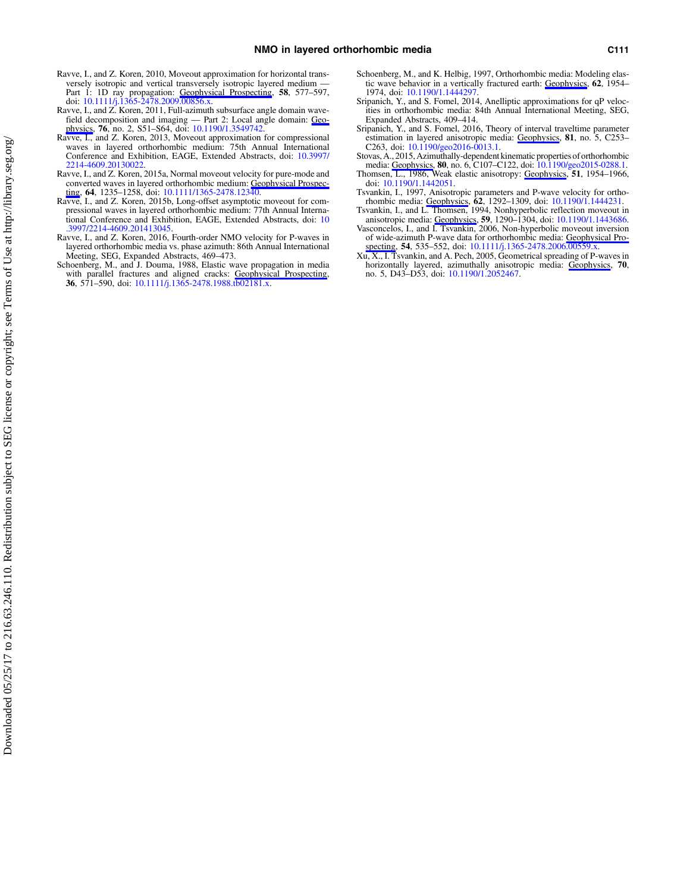Ravve, I., and Z. Koren, 2010, Moveout approximation for horizontal transversely isotropic and vertical transversely isotropic layered medium — Part 1: 1D ray propagation: Geophysical Prospecting, **58**, 577–597, doi: 10.1111/j.1365-2478.2009.00856.x.

Ravve, I., and Z. Koren, 2011, Full-azimuth subsurface angle domain wavefield decomposition and imaging — Part 2: Local angle domain: Geophysics, **76**, no. 2, S51–S64, doi: 10.1190/1.3549742.

Ravve, I., and Z. Koren, 2013, Moveout approximation for compressional waves in layered orthorhombic medium: 75th Annual International Conference and Exhibition, EAGE, Extended Abstracts, doi: 10.3997/2214-4609.20130022.

Ravve, I., and Z. Koren, 2015a, Normal moveout velocity for pure-mode and converted waves in layered orthorhombic medium: Geophysical Prospecting, **64**, 1235–1258, doi: 10.1111/1365-2478.12340.

Ravve, I., and Z. Koren, 2015b, Long-offset asymptotic moveout for compressional waves in layered orthorhombic medium: 77th Annual International Conference and Exhibition, EAGE, Extended Abstracts, doi: 10.3997/2214-4609.201413045.

Ravve, I., and Z. Koren, 2016, Fourth-order NMO velocity for P-waves in layered orthorhombic media vs. phase azimuth: 86th Annual International Meeting, SEG, Expanded Abstracts, 469–473.

Schoenberg, M., and J. Douma, 1988, Elastic wave propagation in media with parallel fractures and aligned cracks: Geophysical Prospecting, **36**, 571–590, doi: 10.1111/j.1365-2478.1988.tb02181.x.

Schoenberg, M., and K. Helbig, 1997, Orthorhombic media: Modeling elastic wave behavior in a vertically fractured earth: Geophysics, **62**, 1954–1974, doi: 10.1190/1.1444297.

Sripanich, Y., and S. Fomel, 2014, Anelliptic approximations for qP velocities in orthorhombic media: 84th Annual International Meeting, SEG, Expanded Abstracts, 409–414.

Sripanich, Y., and S. Fomel, 2016, Theory of interval traveltime parameter estimation in layered anisotropic media: Geophysics, **81**, no. 5, C253–C263, doi: 10.1190/geo2016-0013.1.

Stovas, A., 2015, Azimuthally-dependent kinematic properties of orthorhombic media: Geophysics, **80**, no. 6, C107–C122, doi: 10.1190/geo2015-0288.1.

Thomsen, L., 1986, Weak elastic anisotropy: Geophysics, **51**, 1954–1966, doi: 10.1190/1.1442051.

Tsvankin, I., 1997, Anisotropic parameters and P-wave velocity for orthorhombic media: Geophysics, **62**, 1292–1309, doi: 10.1190/1.1444231.

Tsvankin, I., and L. Thomsen, 1994, Nonhyperbolic reflection moveout in anisotropic media: Geophysics, **59**, 1290–1304, doi: 10.1190/1.1443686.

Vasconcelos, I., and I. Tsvankin, 2006, Non-hyperbolic moveout inversion of wide-azimuth P-wave data for orthorhombic media: Geophysical Prospecting, **54**, 535–552, doi: 10.1111/j.1365-2478.2006.00559.x.

Xu, X., I. Tsvankin, and A. Pech, 2005, Geometrical spreading of P-waves in horizontally layered, azimuthally anisotropic media: Geophysics, **70**, no. 5, D43–D53, doi: 10.1190/1.2052467.